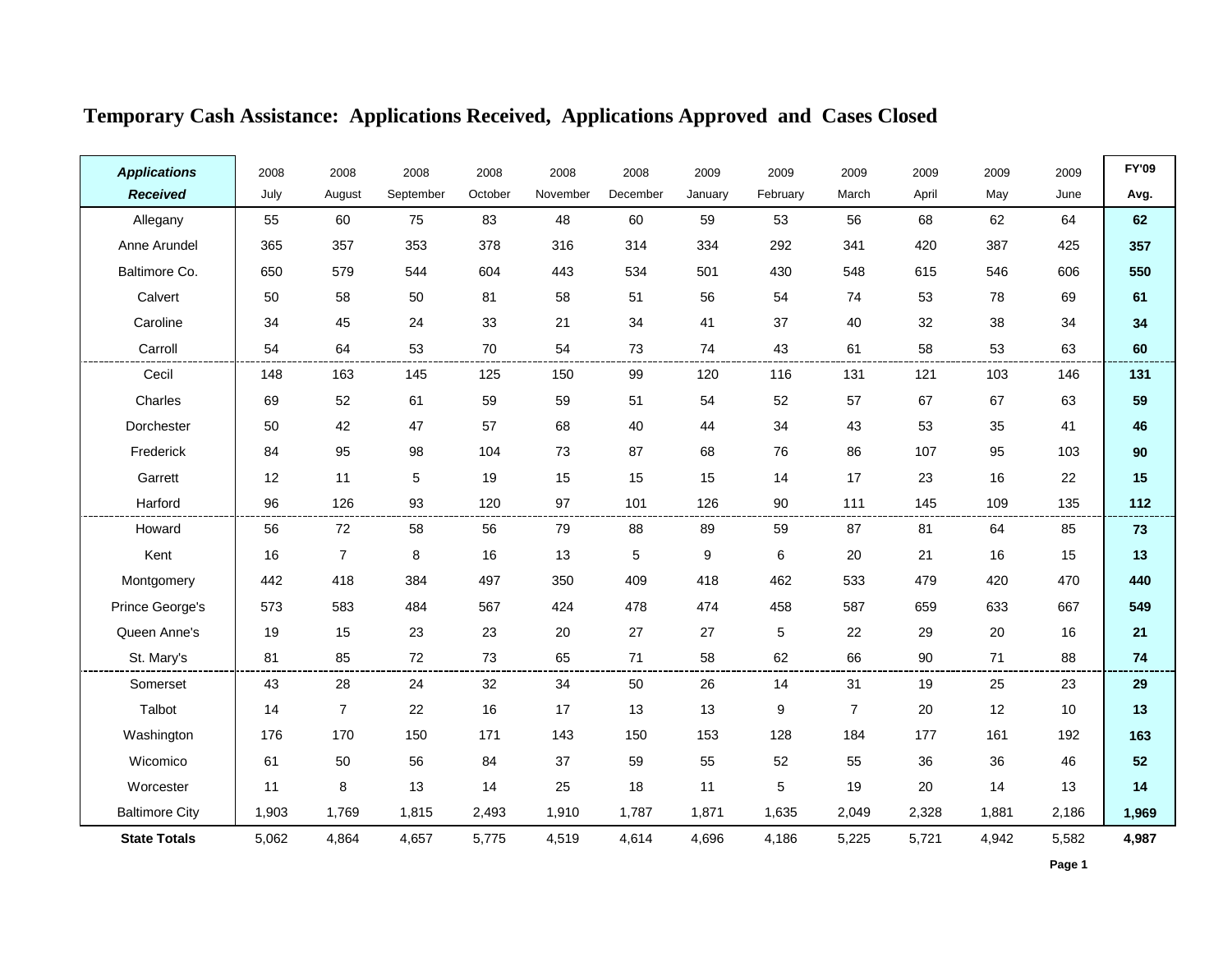# Temporary Cash Assistance: Applications Received, Applications Approved and Cases Closed

| *Applications Received* | 2008 July | 2008 August | 2008 September | 2008 October | 2008 November | 2008 December | 2009 January | 2009 February | 2009 March | 2009 April | 2009 May | 2009 June | FY'09 Avg. |
|---|---|---|---|---|---|---|---|---|---|---|---|---|---|
| Allegany | 55 | 60 | 75 | 83 | 48 | 60 | 59 | 53 | 56 | 68 | 62 | 64 | **62** |
| Anne Arundel | 365 | 357 | 353 | 378 | 316 | 314 | 334 | 292 | 341 | 420 | 387 | 425 | **357** |
| Baltimore Co. | 650 | 579 | 544 | 604 | 443 | 534 | 501 | 430 | 548 | 615 | 546 | 606 | **550** |
| Calvert | 50 | 58 | 50 | 81 | 58 | 51 | 56 | 54 | 74 | 53 | 78 | 69 | **61** |
| Caroline | 34 | 45 | 24 | 33 | 21 | 34 | 41 | 37 | 40 | 32 | 38 | 34 | **34** |
| Carroll | 54 | 64 | 53 | 70 | 54 | 73 | 74 | 43 | 61 | 58 | 53 | 63 | **60** |
| Cecil | 148 | 163 | 145 | 125 | 150 | 99 | 120 | 116 | 131 | 121 | 103 | 146 | **131** |
| Charles | 69 | 52 | 61 | 59 | 59 | 51 | 54 | 52 | 57 | 67 | 67 | 63 | **59** |
| Dorchester | 50 | 42 | 47 | 57 | 68 | 40 | 44 | 34 | 43 | 53 | 35 | 41 | **46** |
| Frederick | 84 | 95 | 98 | 104 | 73 | 87 | 68 | 76 | 86 | 107 | 95 | 103 | **90** |
| Garrett | 12 | 11 | 5 | 19 | 15 | 15 | 15 | 14 | 17 | 23 | 16 | 22 | **15** |
| Harford | 96 | 126 | 93 | 120 | 97 | 101 | 126 | 90 | 111 | 145 | 109 | 135 | **112** |
| Howard | 56 | 72 | 58 | 56 | 79 | 88 | 89 | 59 | 87 | 81 | 64 | 85 | **73** |
| Kent | 16 | 7 | 8 | 16 | 13 | 5 | 9 | 6 | 20 | 21 | 16 | 15 | **13** |
| Montgomery | 442 | 418 | 384 | 497 | 350 | 409 | 418 | 462 | 533 | 479 | 420 | 470 | **440** |
| Prince George's | 573 | 583 | 484 | 567 | 424 | 478 | 474 | 458 | 587 | 659 | 633 | 667 | **549** |
| Queen Anne's | 19 | 15 | 23 | 23 | 20 | 27 | 27 | 5 | 22 | 29 | 20 | 16 | **21** |
| St. Mary's | 81 | 85 | 72 | 73 | 65 | 71 | 58 | 62 | 66 | 90 | 71 | 88 | **74** |
| Somerset | 43 | 28 | 24 | 32 | 34 | 50 | 26 | 14 | 31 | 19 | 25 | 23 | **29** |
| Talbot | 14 | 7 | 22 | 16 | 17 | 13 | 13 | 9 | 7 | 20 | 12 | 10 | **13** |
| Washington | 176 | 170 | 150 | 171 | 143 | 150 | 153 | 128 | 184 | 177 | 161 | 192 | **163** |
| Wicomico | 61 | 50 | 56 | 84 | 37 | 59 | 55 | 52 | 55 | 36 | 36 | 46 | **52** |
| Worcester | 11 | 8 | 13 | 14 | 25 | 18 | 11 | 5 | 19 | 20 | 14 | 13 | **14** |
| Baltimore City | 1,903 | 1,769 | 1,815 | 2,493 | 1,910 | 1,787 | 1,871 | 1,635 | 2,049 | 2,328 | 1,881 | 2,186 | **1,969** |
| **State Totals** | 5,062 | 4,864 | 4,657 | 5,775 | 4,519 | 4,614 | 4,696 | 4,186 | 5,225 | 5,721 | 4,942 | 5,582 | **4,987** |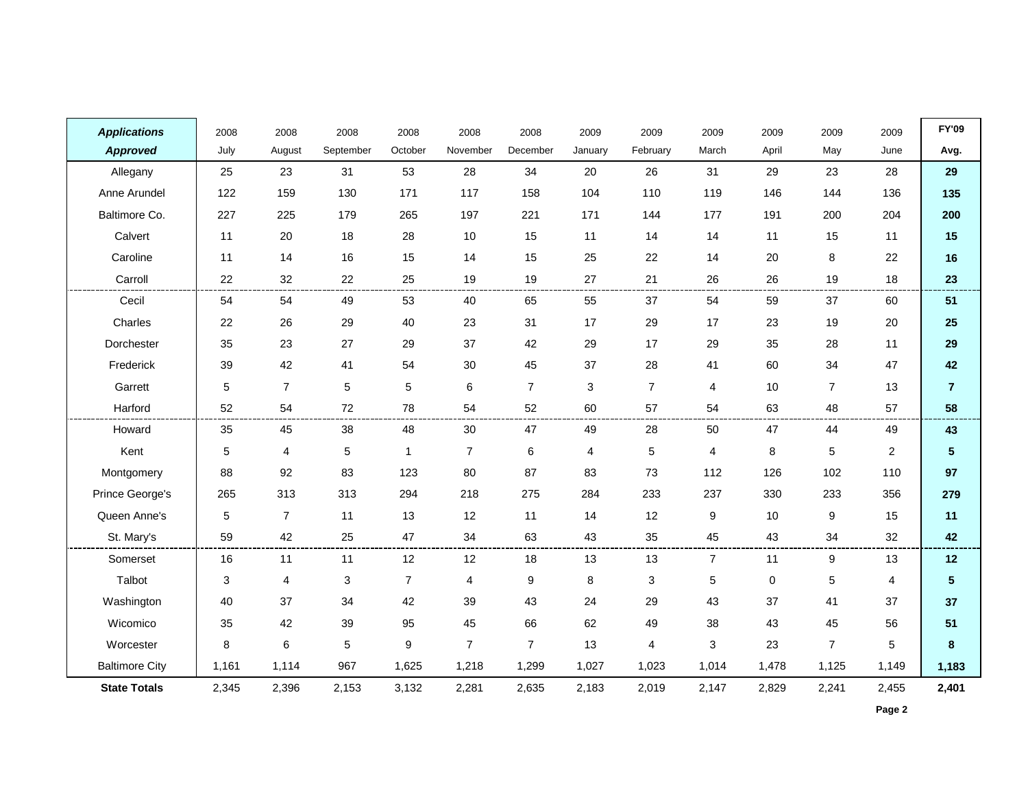| ***Applications Approved*** | 2008 July | 2008 August | 2008 September | 2008 October | 2008 November | 2008 December | 2009 January | 2009 February | 2009 March | 2009 April | 2009 May | 2009 June | **FY'09 Avg.** |
|---|---|---|---|---|---|---|---|---|---|---|---|---|---|
| Allegany | 25 | 23 | 31 | 53 | 28 | 34 | 20 | 26 | 31 | 29 | 23 | 28 | **29** |
| Anne Arundel | 122 | 159 | 130 | 171 | 117 | 158 | 104 | 110 | 119 | 146 | 144 | 136 | **135** |
| Baltimore Co. | 227 | 225 | 179 | 265 | 197 | 221 | 171 | 144 | 177 | 191 | 200 | 204 | **200** |
| Calvert | 11 | 20 | 18 | 28 | 10 | 15 | 11 | 14 | 14 | 11 | 15 | 11 | **15** |
| Caroline | 11 | 14 | 16 | 15 | 14 | 15 | 25 | 22 | 14 | 20 | 8 | 22 | **16** |
| Carroll | 22 | 32 | 22 | 25 | 19 | 19 | 27 | 21 | 26 | 26 | 19 | 18 | **23** |
| Cecil | 54 | 54 | 49 | 53 | 40 | 65 | 55 | 37 | 54 | 59 | 37 | 60 | **51** |
| Charles | 22 | 26 | 29 | 40 | 23 | 31 | 17 | 29 | 17 | 23 | 19 | 20 | **25** |
| Dorchester | 35 | 23 | 27 | 29 | 37 | 42 | 29 | 17 | 29 | 35 | 28 | 11 | **29** |
| Frederick | 39 | 42 | 41 | 54 | 30 | 45 | 37 | 28 | 41 | 60 | 34 | 47 | **42** |
| Garrett | 5 | 7 | 5 | 5 | 6 | 7 | 3 | 7 | 4 | 10 | 7 | 13 | **7** |
| Harford | 52 | 54 | 72 | 78 | 54 | 52 | 60 | 57 | 54 | 63 | 48 | 57 | **58** |
| Howard | 35 | 45 | 38 | 48 | 30 | 47 | 49 | 28 | 50 | 47 | 44 | 49 | **43** |
| Kent | 5 | 4 | 5 | 1 | 7 | 6 | 4 | 5 | 4 | 8 | 5 | 2 | **5** |
| Montgomery | 88 | 92 | 83 | 123 | 80 | 87 | 83 | 73 | 112 | 126 | 102 | 110 | **97** |
| Prince George's | 265 | 313 | 313 | 294 | 218 | 275 | 284 | 233 | 237 | 330 | 233 | 356 | **279** |
| Queen Anne's | 5 | 7 | 11 | 13 | 12 | 11 | 14 | 12 | 9 | 10 | 9 | 15 | **11** |
| St. Mary's | 59 | 42 | 25 | 47 | 34 | 63 | 43 | 35 | 45 | 43 | 34 | 32 | **42** |
| Somerset | 16 | 11 | 11 | 12 | 12 | 18 | 13 | 13 | 7 | 11 | 9 | 13 | **12** |
| Talbot | 3 | 4 | 3 | 7 | 4 | 9 | 8 | 3 | 5 | 0 | 5 | 4 | **5** |
| Washington | 40 | 37 | 34 | 42 | 39 | 43 | 24 | 29 | 43 | 37 | 41 | 37 | **37** |
| Wicomico | 35 | 42 | 39 | 95 | 45 | 66 | 62 | 49 | 38 | 43 | 45 | 56 | **51** |
| Worcester | 8 | 6 | 5 | 9 | 7 | 7 | 13 | 4 | 3 | 23 | 7 | 5 | **8** |
| Baltimore City | 1,161 | 1,114 | 967 | 1,625 | 1,218 | 1,299 | 1,027 | 1,023 | 1,014 | 1,478 | 1,125 | 1,149 | **1,183** |
| **State Totals** | 2,345 | 2,396 | 2,153 | 3,132 | 2,281 | 2,635 | 2,183 | 2,019 | 2,147 | 2,829 | 2,241 | 2,455 | **2,401** |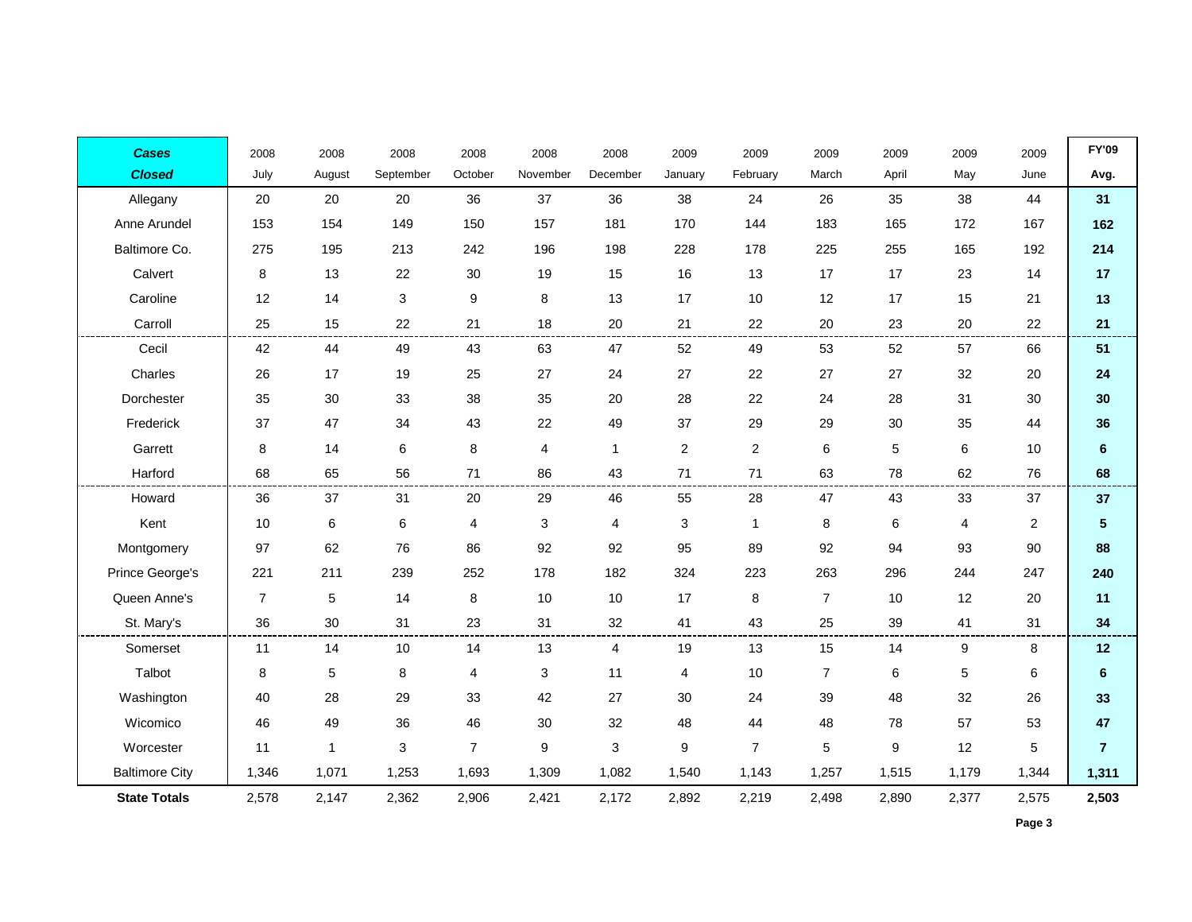| ***Cases Closed*** | 2008 July | 2008 August | 2008 September | 2008 October | 2008 November | 2008 December | 2009 January | 2009 February | 2009 March | 2009 April | 2009 May | 2009 June | **FY'09 Avg.** |
|---|---|---|---|---|---|---|---|---|---|---|---|---|---|
| Allegany | 20 | 20 | 20 | 36 | 37 | 36 | 38 | 24 | 26 | 35 | 38 | 44 | **31** |
| Anne Arundel | 153 | 154 | 149 | 150 | 157 | 181 | 170 | 144 | 183 | 165 | 172 | 167 | **162** |
| Baltimore Co. | 275 | 195 | 213 | 242 | 196 | 198 | 228 | 178 | 225 | 255 | 165 | 192 | **214** |
| Calvert | 8 | 13 | 22 | 30 | 19 | 15 | 16 | 13 | 17 | 17 | 23 | 14 | **17** |
| Caroline | 12 | 14 | 3 | 9 | 8 | 13 | 17 | 10 | 12 | 17 | 15 | 21 | **13** |
| Carroll | 25 | 15 | 22 | 21 | 18 | 20 | 21 | 22 | 20 | 23 | 20 | 22 | **21** |
| Cecil | 42 | 44 | 49 | 43 | 63 | 47 | 52 | 49 | 53 | 52 | 57 | 66 | **51** |
| Charles | 26 | 17 | 19 | 25 | 27 | 24 | 27 | 22 | 27 | 27 | 32 | 20 | **24** |
| Dorchester | 35 | 30 | 33 | 38 | 35 | 20 | 28 | 22 | 24 | 28 | 31 | 30 | **30** |
| Frederick | 37 | 47 | 34 | 43 | 22 | 49 | 37 | 29 | 29 | 30 | 35 | 44 | **36** |
| Garrett | 8 | 14 | 6 | 8 | 4 | 1 | 2 | 2 | 6 | 5 | 6 | 10 | **6** |
| Harford | 68 | 65 | 56 | 71 | 86 | 43 | 71 | 71 | 63 | 78 | 62 | 76 | **68** |
| Howard | 36 | 37 | 31 | 20 | 29 | 46 | 55 | 28 | 47 | 43 | 33 | 37 | **37** |
| Kent | 10 | 6 | 6 | 4 | 3 | 4 | 3 | 1 | 8 | 6 | 4 | 2 | **5** |
| Montgomery | 97 | 62 | 76 | 86 | 92 | 92 | 95 | 89 | 92 | 94 | 93 | 90 | **88** |
| Prince George's | 221 | 211 | 239 | 252 | 178 | 182 | 324 | 223 | 263 | 296 | 244 | 247 | **240** |
| Queen Anne's | 7 | 5 | 14 | 8 | 10 | 10 | 17 | 8 | 7 | 10 | 12 | 20 | **11** |
| St. Mary's | 36 | 30 | 31 | 23 | 31 | 32 | 41 | 43 | 25 | 39 | 41 | 31 | **34** |
| Somerset | 11 | 14 | 10 | 14 | 13 | 4 | 19 | 13 | 15 | 14 | 9 | 8 | **12** |
| Talbot | 8 | 5 | 8 | 4 | 3 | 11 | 4 | 10 | 7 | 6 | 5 | 6 | **6** |
| Washington | 40 | 28 | 29 | 33 | 42 | 27 | 30 | 24 | 39 | 48 | 32 | 26 | **33** |
| Wicomico | 46 | 49 | 36 | 46 | 30 | 32 | 48 | 44 | 48 | 78 | 57 | 53 | **47** |
| Worcester | 11 | 1 | 3 | 7 | 9 | 3 | 9 | 7 | 5 | 9 | 12 | 5 | **7** |
| Baltimore City | 1,346 | 1,071 | 1,253 | 1,693 | 1,309 | 1,082 | 1,540 | 1,143 | 1,257 | 1,515 | 1,179 | 1,344 | **1,311** |
| **State Totals** | 2,578 | 2,147 | 2,362 | 2,906 | 2,421 | 2,172 | 2,892 | 2,219 | 2,498 | 2,890 | 2,377 | 2,575 | **2,503** |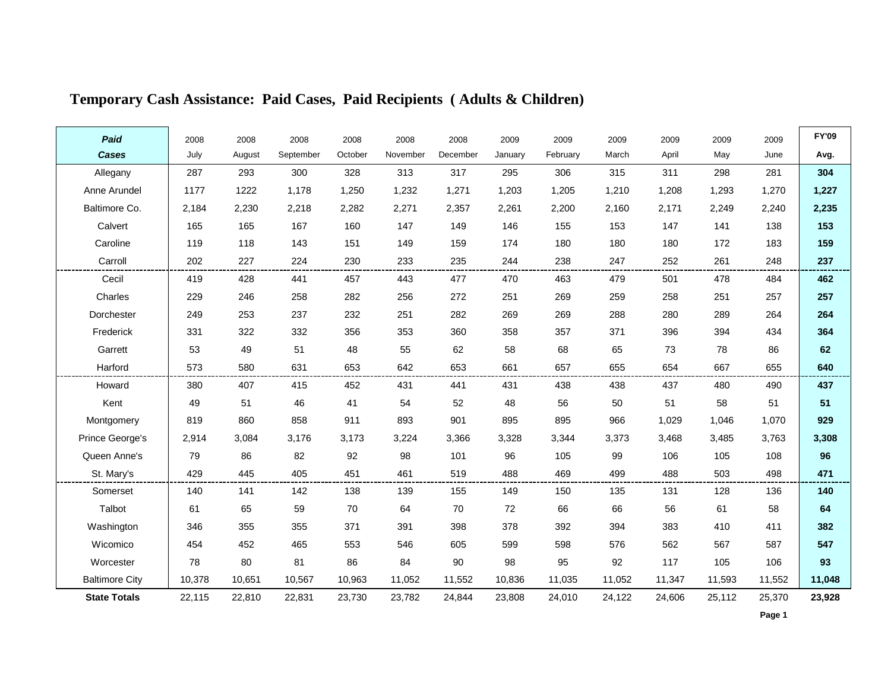# Temporary Cash Assistance: Paid Cases, Paid Recipients ( Adults & Children)

| *Paid Cases* | 2008 July | 2008 August | 2008 September | 2008 October | 2008 November | 2008 December | 2009 January | 2009 February | 2009 March | 2009 April | 2009 May | 2009 June | FY'09 Avg. |
|---|---|---|---|---|---|---|---|---|---|---|---|---|---|
| Allegany | 287 | 293 | 300 | 328 | 313 | 317 | 295 | 306 | 315 | 311 | 298 | 281 | **304** |
| Anne Arundel | 1177 | 1222 | 1,178 | 1,250 | 1,232 | 1,271 | 1,203 | 1,205 | 1,210 | 1,208 | 1,293 | 1,270 | **1,227** |
| Baltimore Co. | 2,184 | 2,230 | 2,218 | 2,282 | 2,271 | 2,357 | 2,261 | 2,200 | 2,160 | 2,171 | 2,249 | 2,240 | **2,235** |
| Calvert | 165 | 165 | 167 | 160 | 147 | 149 | 146 | 155 | 153 | 147 | 141 | 138 | **153** |
| Caroline | 119 | 118 | 143 | 151 | 149 | 159 | 174 | 180 | 180 | 180 | 172 | 183 | **159** |
| Carroll | 202 | 227 | 224 | 230 | 233 | 235 | 244 | 238 | 247 | 252 | 261 | 248 | **237** |
| Cecil | 419 | 428 | 441 | 457 | 443 | 477 | 470 | 463 | 479 | 501 | 478 | 484 | **462** |
| Charles | 229 | 246 | 258 | 282 | 256 | 272 | 251 | 269 | 259 | 258 | 251 | 257 | **257** |
| Dorchester | 249 | 253 | 237 | 232 | 251 | 282 | 269 | 269 | 288 | 280 | 289 | 264 | **264** |
| Frederick | 331 | 322 | 332 | 356 | 353 | 360 | 358 | 357 | 371 | 396 | 394 | 434 | **364** |
| Garrett | 53 | 49 | 51 | 48 | 55 | 62 | 58 | 68 | 65 | 73 | 78 | 86 | **62** |
| Harford | 573 | 580 | 631 | 653 | 642 | 653 | 661 | 657 | 655 | 654 | 667 | 655 | **640** |
| Howard | 380 | 407 | 415 | 452 | 431 | 441 | 431 | 438 | 438 | 437 | 480 | 490 | **437** |
| Kent | 49 | 51 | 46 | 41 | 54 | 52 | 48 | 56 | 50 | 51 | 58 | 51 | **51** |
| Montgomery | 819 | 860 | 858 | 911 | 893 | 901 | 895 | 895 | 966 | 1,029 | 1,046 | 1,070 | **929** |
| Prince George's | 2,914 | 3,084 | 3,176 | 3,173 | 3,224 | 3,366 | 3,328 | 3,344 | 3,373 | 3,468 | 3,485 | 3,763 | **3,308** |
| Queen Anne's | 79 | 86 | 82 | 92 | 98 | 101 | 96 | 105 | 99 | 106 | 105 | 108 | **96** |
| St. Mary's | 429 | 445 | 405 | 451 | 461 | 519 | 488 | 469 | 499 | 488 | 503 | 498 | **471** |
| Somerset | 140 | 141 | 142 | 138 | 139 | 155 | 149 | 150 | 135 | 131 | 128 | 136 | **140** |
| Talbot | 61 | 65 | 59 | 70 | 64 | 70 | 72 | 66 | 66 | 56 | 61 | 58 | **64** |
| Washington | 346 | 355 | 355 | 371 | 391 | 398 | 378 | 392 | 394 | 383 | 410 | 411 | **382** |
| Wicomico | 454 | 452 | 465 | 553 | 546 | 605 | 599 | 598 | 576 | 562 | 567 | 587 | **547** |
| Worcester | 78 | 80 | 81 | 86 | 84 | 90 | 98 | 95 | 92 | 117 | 105 | 106 | **93** |
| Baltimore City | 10,378 | 10,651 | 10,567 | 10,963 | 11,052 | 11,552 | 10,836 | 11,035 | 11,052 | 11,347 | 11,593 | 11,552 | **11,048** |
| **State Totals** | 22,115 | 22,810 | 22,831 | 23,730 | 23,782 | 24,844 | 23,808 | 24,010 | 24,122 | 24,606 | 25,112 | 25,370 | **23,928** |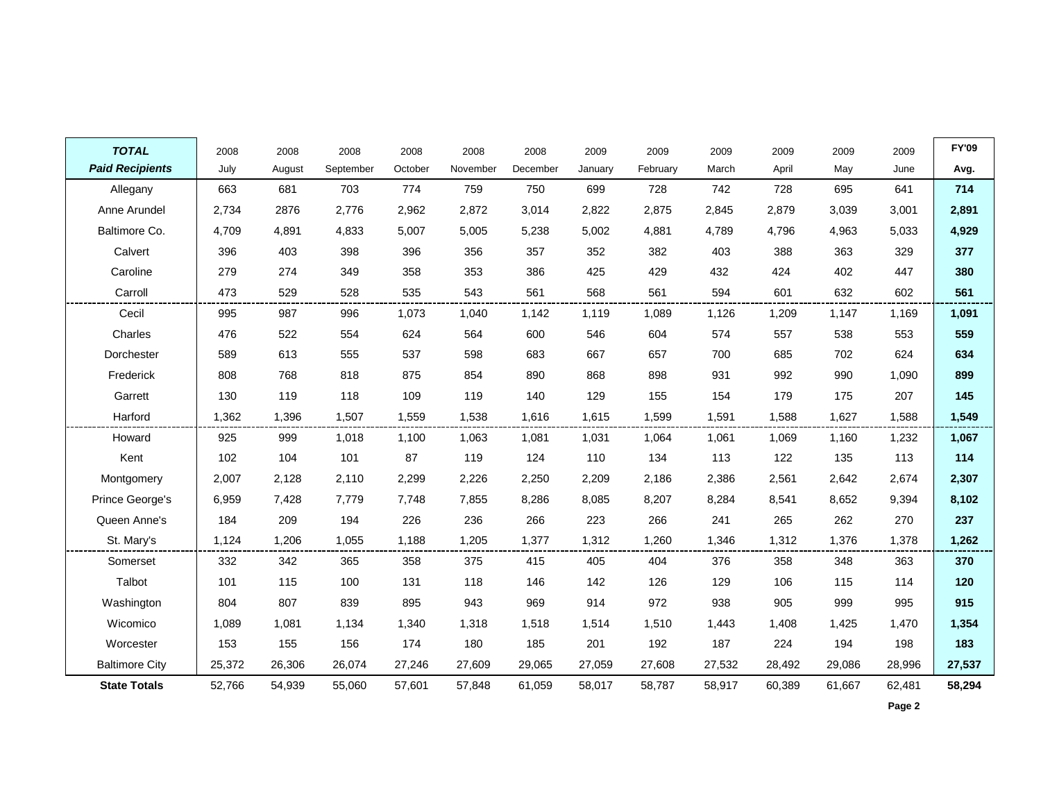| ***TOTAL Paid Recipients*** | 2008 July | 2008 August | 2008 September | 2008 October | 2008 November | 2008 December | 2009 January | 2009 February | 2009 March | 2009 April | 2009 May | 2009 June | **FY'09 Avg.** |
|---|---|---|---|---|---|---|---|---|---|---|---|---|---|
| Allegany | 663 | 681 | 703 | 774 | 759 | 750 | 699 | 728 | 742 | 728 | 695 | 641 | **714** |
| Anne Arundel | 2,734 | 2876 | 2,776 | 2,962 | 2,872 | 3,014 | 2,822 | 2,875 | 2,845 | 2,879 | 3,039 | 3,001 | **2,891** |
| Baltimore Co. | 4,709 | 4,891 | 4,833 | 5,007 | 5,005 | 5,238 | 5,002 | 4,881 | 4,789 | 4,796 | 4,963 | 5,033 | **4,929** |
| Calvert | 396 | 403 | 398 | 396 | 356 | 357 | 352 | 382 | 403 | 388 | 363 | 329 | **377** |
| Caroline | 279 | 274 | 349 | 358 | 353 | 386 | 425 | 429 | 432 | 424 | 402 | 447 | **380** |
| Carroll | 473 | 529 | 528 | 535 | 543 | 561 | 568 | 561 | 594 | 601 | 632 | 602 | **561** |
| Cecil | 995 | 987 | 996 | 1,073 | 1,040 | 1,142 | 1,119 | 1,089 | 1,126 | 1,209 | 1,147 | 1,169 | **1,091** |
| Charles | 476 | 522 | 554 | 624 | 564 | 600 | 546 | 604 | 574 | 557 | 538 | 553 | **559** |
| Dorchester | 589 | 613 | 555 | 537 | 598 | 683 | 667 | 657 | 700 | 685 | 702 | 624 | **634** |
| Frederick | 808 | 768 | 818 | 875 | 854 | 890 | 868 | 898 | 931 | 992 | 990 | 1,090 | **899** |
| Garrett | 130 | 119 | 118 | 109 | 119 | 140 | 129 | 155 | 154 | 179 | 175 | 207 | **145** |
| Harford | 1,362 | 1,396 | 1,507 | 1,559 | 1,538 | 1,616 | 1,615 | 1,599 | 1,591 | 1,588 | 1,627 | 1,588 | **1,549** |
| Howard | 925 | 999 | 1,018 | 1,100 | 1,063 | 1,081 | 1,031 | 1,064 | 1,061 | 1,069 | 1,160 | 1,232 | **1,067** |
| Kent | 102 | 104 | 101 | 87 | 119 | 124 | 110 | 134 | 113 | 122 | 135 | 113 | **114** |
| Montgomery | 2,007 | 2,128 | 2,110 | 2,299 | 2,226 | 2,250 | 2,209 | 2,186 | 2,386 | 2,561 | 2,642 | 2,674 | **2,307** |
| Prince George's | 6,959 | 7,428 | 7,779 | 7,748 | 7,855 | 8,286 | 8,085 | 8,207 | 8,284 | 8,541 | 8,652 | 9,394 | **8,102** |
| Queen Anne's | 184 | 209 | 194 | 226 | 236 | 266 | 223 | 266 | 241 | 265 | 262 | 270 | **237** |
| St. Mary's | 1,124 | 1,206 | 1,055 | 1,188 | 1,205 | 1,377 | 1,312 | 1,260 | 1,346 | 1,312 | 1,376 | 1,378 | **1,262** |
| Somerset | 332 | 342 | 365 | 358 | 375 | 415 | 405 | 404 | 376 | 358 | 348 | 363 | **370** |
| Talbot | 101 | 115 | 100 | 131 | 118 | 146 | 142 | 126 | 129 | 106 | 115 | 114 | **120** |
| Washington | 804 | 807 | 839 | 895 | 943 | 969 | 914 | 972 | 938 | 905 | 999 | 995 | **915** |
| Wicomico | 1,089 | 1,081 | 1,134 | 1,340 | 1,318 | 1,518 | 1,514 | 1,510 | 1,443 | 1,408 | 1,425 | 1,470 | **1,354** |
| Worcester | 153 | 155 | 156 | 174 | 180 | 185 | 201 | 192 | 187 | 224 | 194 | 198 | **183** |
| Baltimore City | 25,372 | 26,306 | 26,074 | 27,246 | 27,609 | 29,065 | 27,059 | 27,608 | 27,532 | 28,492 | 29,086 | 28,996 | **27,537** |
| **State Totals** | 52,766 | 54,939 | 55,060 | 57,601 | 57,848 | 61,059 | 58,017 | 58,787 | 58,917 | 60,389 | 61,667 | 62,481 | **58,294** |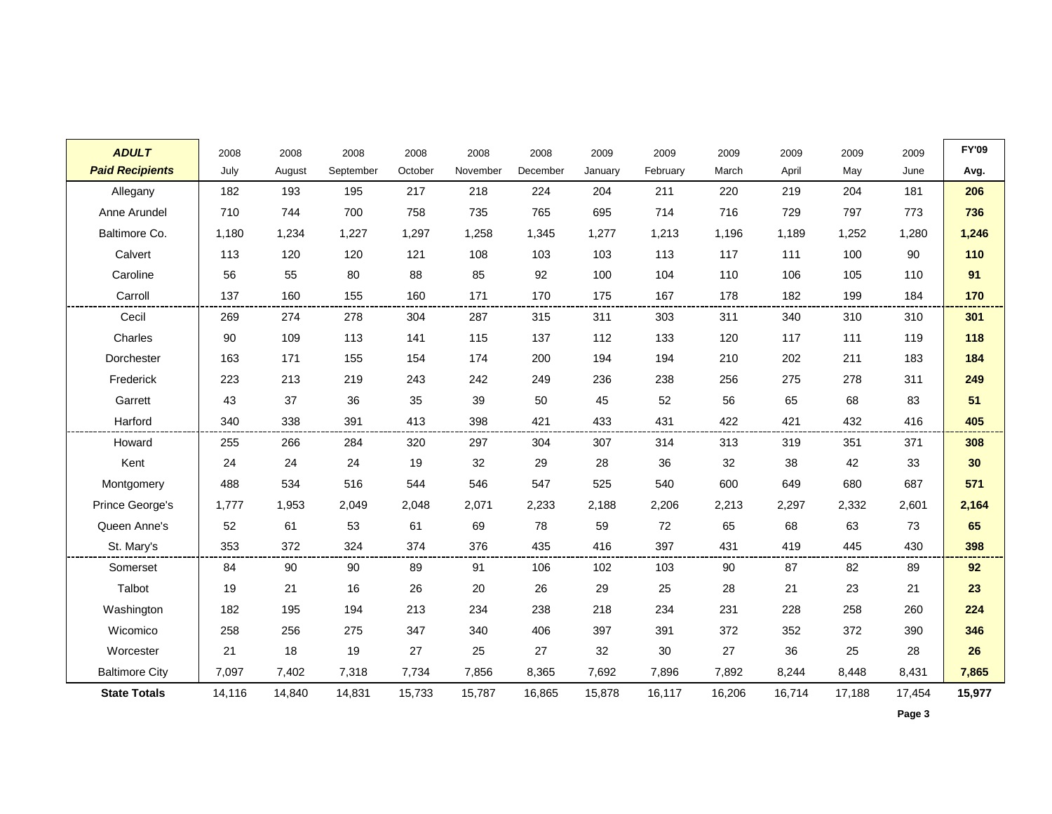| *ADULT* *Paid Recipients* | 2008 July | 2008 August | 2008 September | 2008 October | 2008 November | 2008 December | 2009 January | 2009 February | 2009 March | 2009 April | 2009 May | 2009 June | FY'09 Avg. |
|---|---|---|---|---|---|---|---|---|---|---|---|---|---|
| Allegany | 182 | 193 | 195 | 217 | 218 | 224 | 204 | 211 | 220 | 219 | 204 | 181 | **206** |
| Anne Arundel | 710 | 744 | 700 | 758 | 735 | 765 | 695 | 714 | 716 | 729 | 797 | 773 | **736** |
| Baltimore Co. | 1,180 | 1,234 | 1,227 | 1,297 | 1,258 | 1,345 | 1,277 | 1,213 | 1,196 | 1,189 | 1,252 | 1,280 | **1,246** |
| Calvert | 113 | 120 | 120 | 121 | 108 | 103 | 103 | 113 | 117 | 111 | 100 | 90 | **110** |
| Caroline | 56 | 55 | 80 | 88 | 85 | 92 | 100 | 104 | 110 | 106 | 105 | 110 | **91** |
| Carroll | 137 | 160 | 155 | 160 | 171 | 170 | 175 | 167 | 178 | 182 | 199 | 184 | **170** |
| Cecil | 269 | 274 | 278 | 304 | 287 | 315 | 311 | 303 | 311 | 340 | 310 | 310 | **301** |
| Charles | 90 | 109 | 113 | 141 | 115 | 137 | 112 | 133 | 120 | 117 | 111 | 119 | **118** |
| Dorchester | 163 | 171 | 155 | 154 | 174 | 200 | 194 | 194 | 210 | 202 | 211 | 183 | **184** |
| Frederick | 223 | 213 | 219 | 243 | 242 | 249 | 236 | 238 | 256 | 275 | 278 | 311 | **249** |
| Garrett | 43 | 37 | 36 | 35 | 39 | 50 | 45 | 52 | 56 | 65 | 68 | 83 | **51** |
| Harford | 340 | 338 | 391 | 413 | 398 | 421 | 433 | 431 | 422 | 421 | 432 | 416 | **405** |
| Howard | 255 | 266 | 284 | 320 | 297 | 304 | 307 | 314 | 313 | 319 | 351 | 371 | **308** |
| Kent | 24 | 24 | 24 | 19 | 32 | 29 | 28 | 36 | 32 | 38 | 42 | 33 | **30** |
| Montgomery | 488 | 534 | 516 | 544 | 546 | 547 | 525 | 540 | 600 | 649 | 680 | 687 | **571** |
| Prince George's | 1,777 | 1,953 | 2,049 | 2,048 | 2,071 | 2,233 | 2,188 | 2,206 | 2,213 | 2,297 | 2,332 | 2,601 | **2,164** |
| Queen Anne's | 52 | 61 | 53 | 61 | 69 | 78 | 59 | 72 | 65 | 68 | 63 | 73 | **65** |
| St. Mary's | 353 | 372 | 324 | 374 | 376 | 435 | 416 | 397 | 431 | 419 | 445 | 430 | **398** |
| Somerset | 84 | 90 | 90 | 89 | 91 | 106 | 102 | 103 | 90 | 87 | 82 | 89 | **92** |
| Talbot | 19 | 21 | 16 | 26 | 20 | 26 | 29 | 25 | 28 | 21 | 23 | 21 | **23** |
| Washington | 182 | 195 | 194 | 213 | 234 | 238 | 218 | 234 | 231 | 228 | 258 | 260 | **224** |
| Wicomico | 258 | 256 | 275 | 347 | 340 | 406 | 397 | 391 | 372 | 352 | 372 | 390 | **346** |
| Worcester | 21 | 18 | 19 | 27 | 25 | 27 | 32 | 30 | 27 | 36 | 25 | 28 | **26** |
| Baltimore City | 7,097 | 7,402 | 7,318 | 7,734 | 7,856 | 8,365 | 7,692 | 7,896 | 7,892 | 8,244 | 8,448 | 8,431 | **7,865** |
| **State Totals** | 14,116 | 14,840 | 14,831 | 15,733 | 15,787 | 16,865 | 15,878 | 16,117 | 16,206 | 16,714 | 17,188 | 17,454 | **15,977** |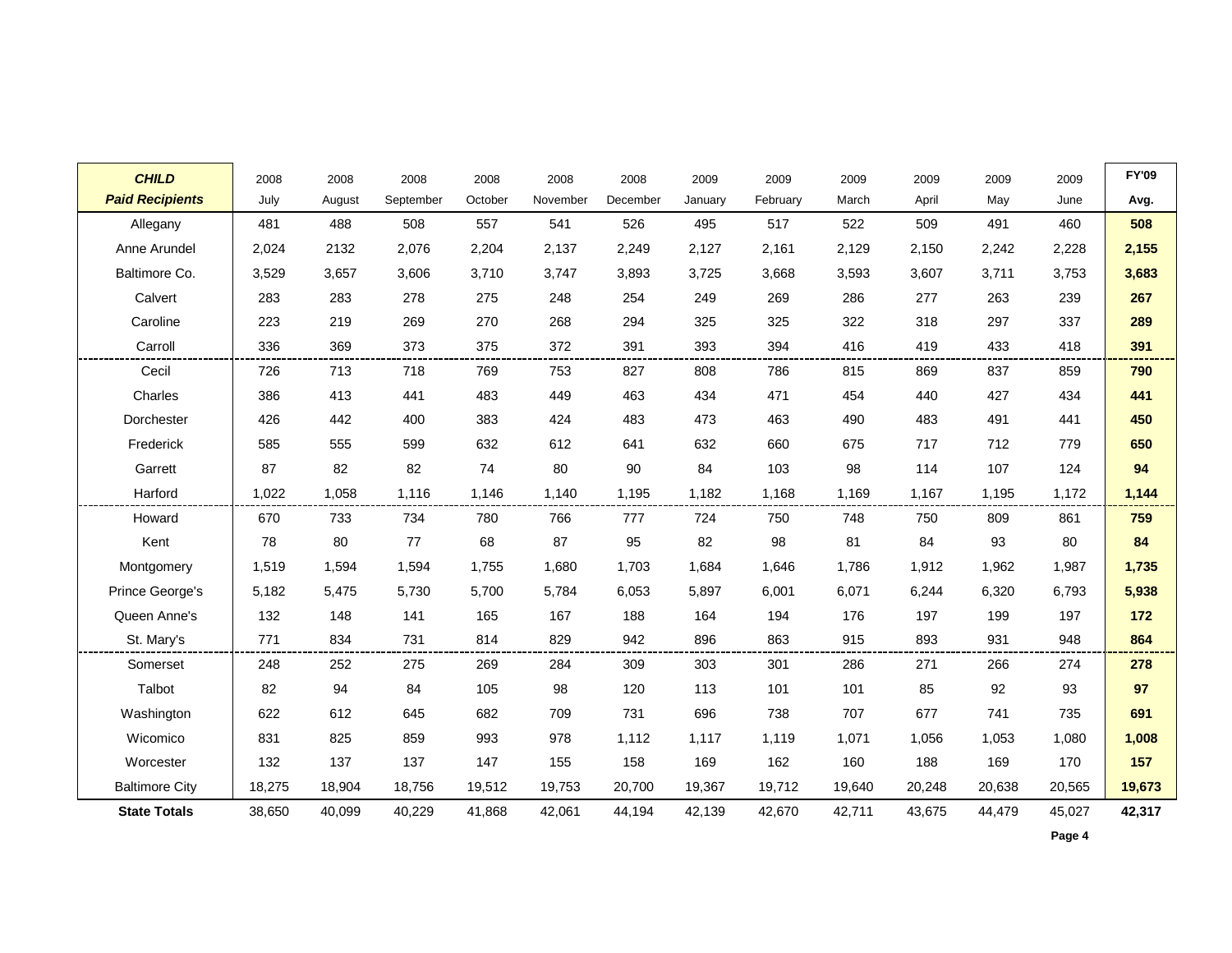| ***CHILD Paid Recipients*** | 2008 July | 2008 August | 2008 September | 2008 October | 2008 November | 2008 December | 2009 January | 2009 February | 2009 March | 2009 April | 2009 May | 2009 June | **FY'09 Avg.** |
|---|---|---|---|---|---|---|---|---|---|---|---|---|---|
| Allegany | 481 | 488 | 508 | 557 | 541 | 526 | 495 | 517 | 522 | 509 | 491 | 460 | **508** |
| Anne Arundel | 2,024 | 2132 | 2,076 | 2,204 | 2,137 | 2,249 | 2,127 | 2,161 | 2,129 | 2,150 | 2,242 | 2,228 | **2,155** |
| Baltimore Co. | 3,529 | 3,657 | 3,606 | 3,710 | 3,747 | 3,893 | 3,725 | 3,668 | 3,593 | 3,607 | 3,711 | 3,753 | **3,683** |
| Calvert | 283 | 283 | 278 | 275 | 248 | 254 | 249 | 269 | 286 | 277 | 263 | 239 | **267** |
| Caroline | 223 | 219 | 269 | 270 | 268 | 294 | 325 | 325 | 322 | 318 | 297 | 337 | **289** |
| Carroll | 336 | 369 | 373 | 375 | 372 | 391 | 393 | 394 | 416 | 419 | 433 | 418 | **391** |
| Cecil | 726 | 713 | 718 | 769 | 753 | 827 | 808 | 786 | 815 | 869 | 837 | 859 | **790** |
| Charles | 386 | 413 | 441 | 483 | 449 | 463 | 434 | 471 | 454 | 440 | 427 | 434 | **441** |
| Dorchester | 426 | 442 | 400 | 383 | 424 | 483 | 473 | 463 | 490 | 483 | 491 | 441 | **450** |
| Frederick | 585 | 555 | 599 | 632 | 612 | 641 | 632 | 660 | 675 | 717 | 712 | 779 | **650** |
| Garrett | 87 | 82 | 82 | 74 | 80 | 90 | 84 | 103 | 98 | 114 | 107 | 124 | **94** |
| Harford | 1,022 | 1,058 | 1,116 | 1,146 | 1,140 | 1,195 | 1,182 | 1,168 | 1,169 | 1,167 | 1,195 | 1,172 | **1,144** |
| Howard | 670 | 733 | 734 | 780 | 766 | 777 | 724 | 750 | 748 | 750 | 809 | 861 | **759** |
| Kent | 78 | 80 | 77 | 68 | 87 | 95 | 82 | 98 | 81 | 84 | 93 | 80 | **84** |
| Montgomery | 1,519 | 1,594 | 1,594 | 1,755 | 1,680 | 1,703 | 1,684 | 1,646 | 1,786 | 1,912 | 1,962 | 1,987 | **1,735** |
| Prince George's | 5,182 | 5,475 | 5,730 | 5,700 | 5,784 | 6,053 | 5,897 | 6,001 | 6,071 | 6,244 | 6,320 | 6,793 | **5,938** |
| Queen Anne's | 132 | 148 | 141 | 165 | 167 | 188 | 164 | 194 | 176 | 197 | 199 | 197 | **172** |
| St. Mary's | 771 | 834 | 731 | 814 | 829 | 942 | 896 | 863 | 915 | 893 | 931 | 948 | **864** |
| Somerset | 248 | 252 | 275 | 269 | 284 | 309 | 303 | 301 | 286 | 271 | 266 | 274 | **278** |
| Talbot | 82 | 94 | 84 | 105 | 98 | 120 | 113 | 101 | 101 | 85 | 92 | 93 | **97** |
| Washington | 622 | 612 | 645 | 682 | 709 | 731 | 696 | 738 | 707 | 677 | 741 | 735 | **691** |
| Wicomico | 831 | 825 | 859 | 993 | 978 | 1,112 | 1,117 | 1,119 | 1,071 | 1,056 | 1,053 | 1,080 | **1,008** |
| Worcester | 132 | 137 | 137 | 147 | 155 | 158 | 169 | 162 | 160 | 188 | 169 | 170 | **157** |
| Baltimore City | 18,275 | 18,904 | 18,756 | 19,512 | 19,753 | 20,700 | 19,367 | 19,712 | 19,640 | 20,248 | 20,638 | 20,565 | **19,673** |
| **State Totals** | 38,650 | 40,099 | 40,229 | 41,868 | 42,061 | 44,194 | 42,139 | 42,670 | 42,711 | 43,675 | 44,479 | 45,027 | **42,317** |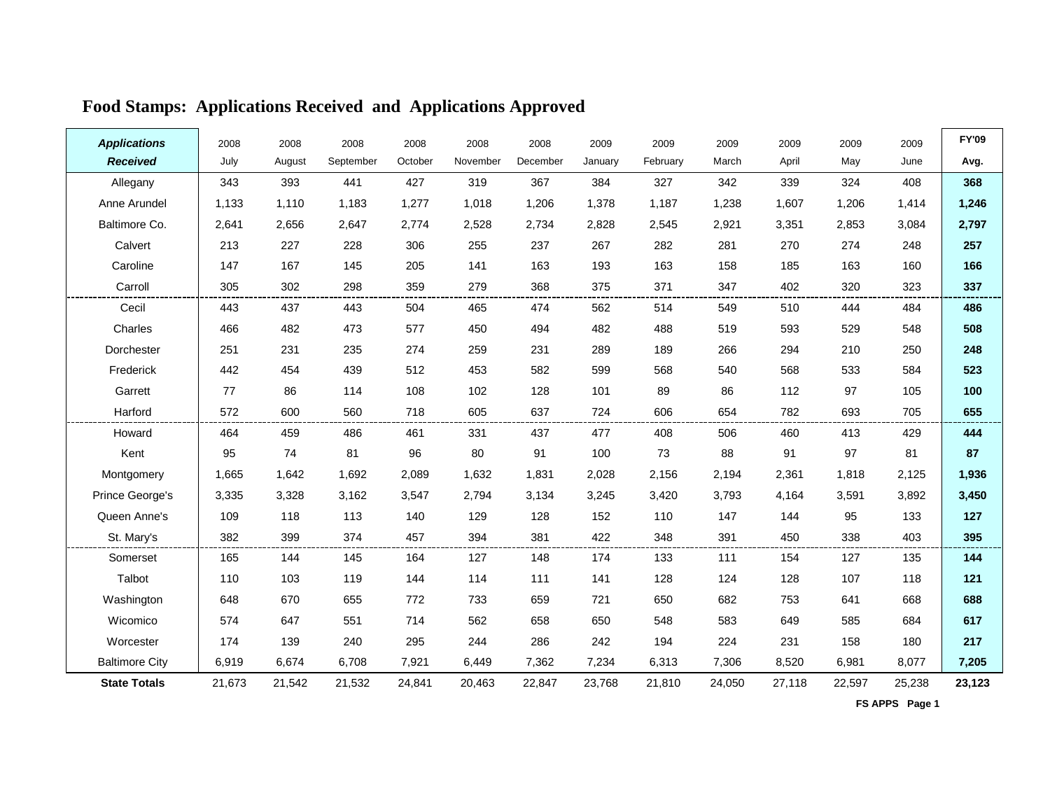# Food Stamps: Applications Received and Applications Approved

| ***Applications Received*** | 2008 July | 2008 August | 2008 September | 2008 October | 2008 November | 2008 December | 2009 January | 2009 February | 2009 March | 2009 April | 2009 May | 2009 June | **FY'09 Avg.** |
|---|---|---|---|---|---|---|---|---|---|---|---|---|---|
| Allegany | 343 | 393 | 441 | 427 | 319 | 367 | 384 | 327 | 342 | 339 | 324 | 408 | **368** |
| Anne Arundel | 1,133 | 1,110 | 1,183 | 1,277 | 1,018 | 1,206 | 1,378 | 1,187 | 1,238 | 1,607 | 1,206 | 1,414 | **1,246** |
| Baltimore Co. | 2,641 | 2,656 | 2,647 | 2,774 | 2,528 | 2,734 | 2,828 | 2,545 | 2,921 | 3,351 | 2,853 | 3,084 | **2,797** |
| Calvert | 213 | 227 | 228 | 306 | 255 | 237 | 267 | 282 | 281 | 270 | 274 | 248 | **257** |
| Caroline | 147 | 167 | 145 | 205 | 141 | 163 | 193 | 163 | 158 | 185 | 163 | 160 | **166** |
| Carroll | 305 | 302 | 298 | 359 | 279 | 368 | 375 | 371 | 347 | 402 | 320 | 323 | **337** |
| Cecil | 443 | 437 | 443 | 504 | 465 | 474 | 562 | 514 | 549 | 510 | 444 | 484 | **486** |
| Charles | 466 | 482 | 473 | 577 | 450 | 494 | 482 | 488 | 519 | 593 | 529 | 548 | **508** |
| Dorchester | 251 | 231 | 235 | 274 | 259 | 231 | 289 | 189 | 266 | 294 | 210 | 250 | **248** |
| Frederick | 442 | 454 | 439 | 512 | 453 | 582 | 599 | 568 | 540 | 568 | 533 | 584 | **523** |
| Garrett | 77 | 86 | 114 | 108 | 102 | 128 | 101 | 89 | 86 | 112 | 97 | 105 | **100** |
| Harford | 572 | 600 | 560 | 718 | 605 | 637 | 724 | 606 | 654 | 782 | 693 | 705 | **655** |
| Howard | 464 | 459 | 486 | 461 | 331 | 437 | 477 | 408 | 506 | 460 | 413 | 429 | **444** |
| Kent | 95 | 74 | 81 | 96 | 80 | 91 | 100 | 73 | 88 | 91 | 97 | 81 | **87** |
| Montgomery | 1,665 | 1,642 | 1,692 | 2,089 | 1,632 | 1,831 | 2,028 | 2,156 | 2,194 | 2,361 | 1,818 | 2,125 | **1,936** |
| Prince George's | 3,335 | 3,328 | 3,162 | 3,547 | 2,794 | 3,134 | 3,245 | 3,420 | 3,793 | 4,164 | 3,591 | 3,892 | **3,450** |
| Queen Anne's | 109 | 118 | 113 | 140 | 129 | 128 | 152 | 110 | 147 | 144 | 95 | 133 | **127** |
| St. Mary's | 382 | 399 | 374 | 457 | 394 | 381 | 422 | 348 | 391 | 450 | 338 | 403 | **395** |
| Somerset | 165 | 144 | 145 | 164 | 127 | 148 | 174 | 133 | 111 | 154 | 127 | 135 | **144** |
| Talbot | 110 | 103 | 119 | 144 | 114 | 111 | 141 | 128 | 124 | 128 | 107 | 118 | **121** |
| Washington | 648 | 670 | 655 | 772 | 733 | 659 | 721 | 650 | 682 | 753 | 641 | 668 | **688** |
| Wicomico | 574 | 647 | 551 | 714 | 562 | 658 | 650 | 548 | 583 | 649 | 585 | 684 | **617** |
| Worcester | 174 | 139 | 240 | 295 | 244 | 286 | 242 | 194 | 224 | 231 | 158 | 180 | **217** |
| Baltimore City | 6,919 | 6,674 | 6,708 | 7,921 | 6,449 | 7,362 | 7,234 | 6,313 | 7,306 | 8,520 | 6,981 | 8,077 | **7,205** |
| **State Totals** | 21,673 | 21,542 | 21,532 | 24,841 | 20,463 | 22,847 | 23,768 | 21,810 | 24,050 | 27,118 | 22,597 | 25,238 | **23,123** |

**FS APPS Page 1**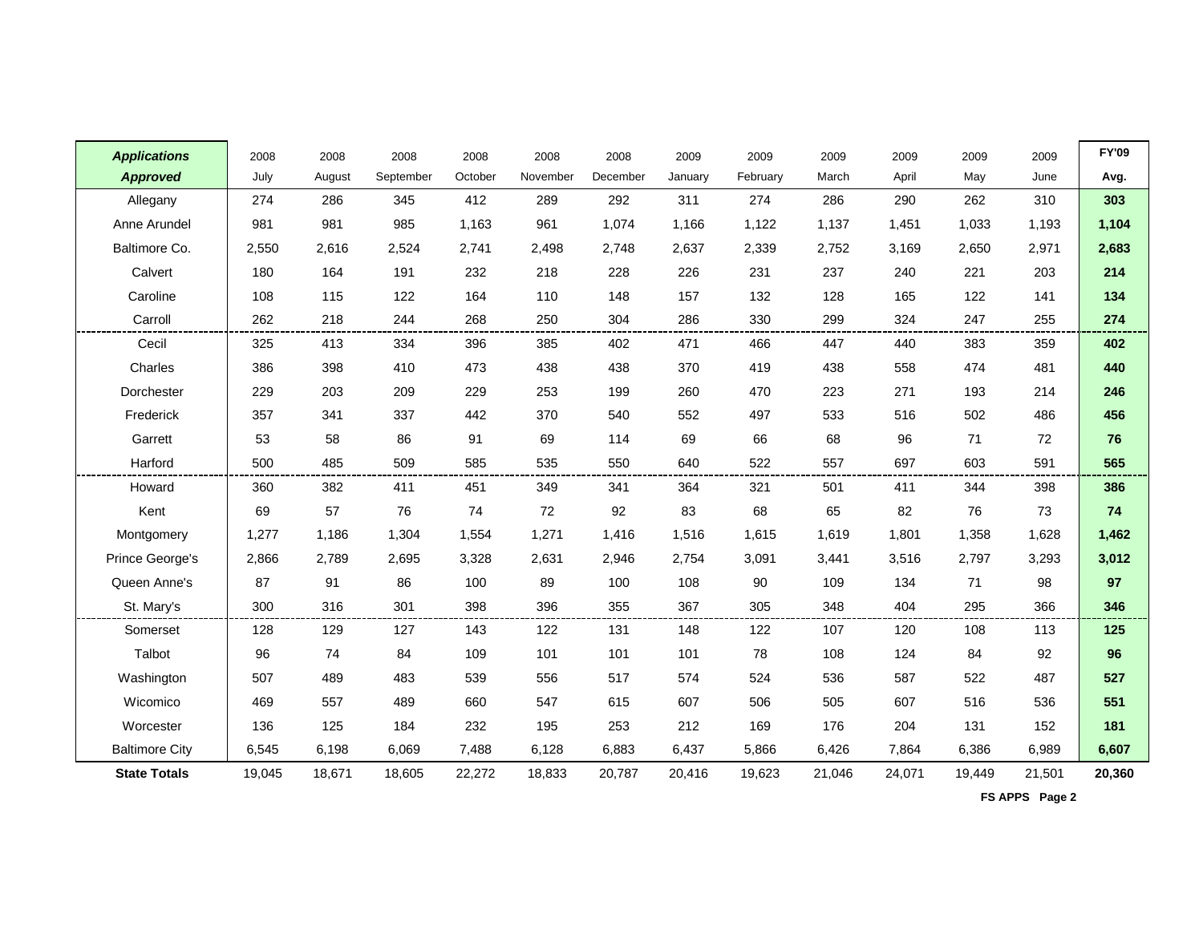| *Applications Approved* | 2008 July | 2008 August | 2008 September | 2008 October | 2008 November | 2008 December | 2009 January | 2009 February | 2009 March | 2009 April | 2009 May | 2009 June | FY'09 Avg. |
|---|---|---|---|---|---|---|---|---|---|---|---|---|---|
| Allegany | 274 | 286 | 345 | 412 | 289 | 292 | 311 | 274 | 286 | 290 | 262 | 310 | **303** |
| Anne Arundel | 981 | 981 | 985 | 1,163 | 961 | 1,074 | 1,166 | 1,122 | 1,137 | 1,451 | 1,033 | 1,193 | **1,104** |
| Baltimore Co. | 2,550 | 2,616 | 2,524 | 2,741 | 2,498 | 2,748 | 2,637 | 2,339 | 2,752 | 3,169 | 2,650 | 2,971 | **2,683** |
| Calvert | 180 | 164 | 191 | 232 | 218 | 228 | 226 | 231 | 237 | 240 | 221 | 203 | **214** |
| Caroline | 108 | 115 | 122 | 164 | 110 | 148 | 157 | 132 | 128 | 165 | 122 | 141 | **134** |
| Carroll | 262 | 218 | 244 | 268 | 250 | 304 | 286 | 330 | 299 | 324 | 247 | 255 | **274** |
| Cecil | 325 | 413 | 334 | 396 | 385 | 402 | 471 | 466 | 447 | 440 | 383 | 359 | **402** |
| Charles | 386 | 398 | 410 | 473 | 438 | 438 | 370 | 419 | 438 | 558 | 474 | 481 | **440** |
| Dorchester | 229 | 203 | 209 | 229 | 253 | 199 | 260 | 470 | 223 | 271 | 193 | 214 | **246** |
| Frederick | 357 | 341 | 337 | 442 | 370 | 540 | 552 | 497 | 533 | 516 | 502 | 486 | **456** |
| Garrett | 53 | 58 | 86 | 91 | 69 | 114 | 69 | 66 | 68 | 96 | 71 | 72 | **76** |
| Harford | 500 | 485 | 509 | 585 | 535 | 550 | 640 | 522 | 557 | 697 | 603 | 591 | **565** |
| Howard | 360 | 382 | 411 | 451 | 349 | 341 | 364 | 321 | 501 | 411 | 344 | 398 | **386** |
| Kent | 69 | 57 | 76 | 74 | 72 | 92 | 83 | 68 | 65 | 82 | 76 | 73 | **74** |
| Montgomery | 1,277 | 1,186 | 1,304 | 1,554 | 1,271 | 1,416 | 1,516 | 1,615 | 1,619 | 1,801 | 1,358 | 1,628 | **1,462** |
| Prince George's | 2,866 | 2,789 | 2,695 | 3,328 | 2,631 | 2,946 | 2,754 | 3,091 | 3,441 | 3,516 | 2,797 | 3,293 | **3,012** |
| Queen Anne's | 87 | 91 | 86 | 100 | 89 | 100 | 108 | 90 | 109 | 134 | 71 | 98 | **97** |
| St. Mary's | 300 | 316 | 301 | 398 | 396 | 355 | 367 | 305 | 348 | 404 | 295 | 366 | **346** |
| Somerset | 128 | 129 | 127 | 143 | 122 | 131 | 148 | 122 | 107 | 120 | 108 | 113 | **125** |
| Talbot | 96 | 74 | 84 | 109 | 101 | 101 | 101 | 78 | 108 | 124 | 84 | 92 | **96** |
| Washington | 507 | 489 | 483 | 539 | 556 | 517 | 574 | 524 | 536 | 587 | 522 | 487 | **527** |
| Wicomico | 469 | 557 | 489 | 660 | 547 | 615 | 607 | 506 | 505 | 607 | 516 | 536 | **551** |
| Worcester | 136 | 125 | 184 | 232 | 195 | 253 | 212 | 169 | 176 | 204 | 131 | 152 | **181** |
| Baltimore City | 6,545 | 6,198 | 6,069 | 7,488 | 6,128 | 6,883 | 6,437 | 5,866 | 6,426 | 7,864 | 6,386 | 6,989 | **6,607** |
| **State Totals** | 19,045 | 18,671 | 18,605 | 22,272 | 18,833 | 20,787 | 20,416 | 19,623 | 21,046 | 24,071 | 19,449 | 21,501 | **20,360** |

**FS APPS Page 2**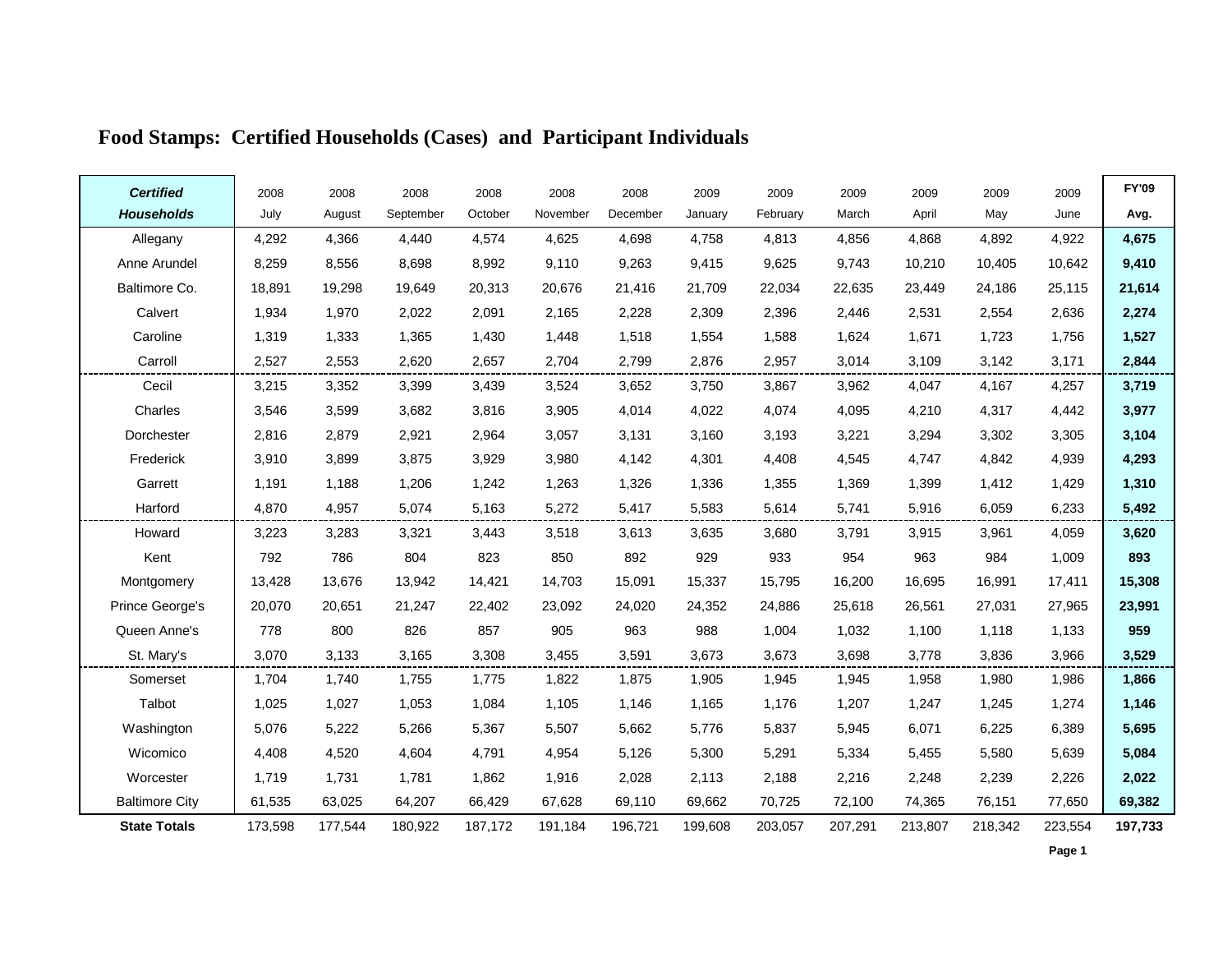# Food Stamps: Certified Households (Cases) and Participant Individuals

| ***Certified Households*** | 2008 July | 2008 August | 2008 September | 2008 October | 2008 November | 2008 December | 2009 January | 2009 February | 2009 March | 2009 April | 2009 May | 2009 June | **FY'09 Avg.** |
|---|---|---|---|---|---|---|---|---|---|---|---|---|---|
| Allegany | 4,292 | 4,366 | 4,440 | 4,574 | 4,625 | 4,698 | 4,758 | 4,813 | 4,856 | 4,868 | 4,892 | 4,922 | **4,675** |
| Anne Arundel | 8,259 | 8,556 | 8,698 | 8,992 | 9,110 | 9,263 | 9,415 | 9,625 | 9,743 | 10,210 | 10,405 | 10,642 | **9,410** |
| Baltimore Co. | 18,891 | 19,298 | 19,649 | 20,313 | 20,676 | 21,416 | 21,709 | 22,034 | 22,635 | 23,449 | 24,186 | 25,115 | **21,614** |
| Calvert | 1,934 | 1,970 | 2,022 | 2,091 | 2,165 | 2,228 | 2,309 | 2,396 | 2,446 | 2,531 | 2,554 | 2,636 | **2,274** |
| Caroline | 1,319 | 1,333 | 1,365 | 1,430 | 1,448 | 1,518 | 1,554 | 1,588 | 1,624 | 1,671 | 1,723 | 1,756 | **1,527** |
| Carroll | 2,527 | 2,553 | 2,620 | 2,657 | 2,704 | 2,799 | 2,876 | 2,957 | 3,014 | 3,109 | 3,142 | 3,171 | **2,844** |
| Cecil | 3,215 | 3,352 | 3,399 | 3,439 | 3,524 | 3,652 | 3,750 | 3,867 | 3,962 | 4,047 | 4,167 | 4,257 | **3,719** |
| Charles | 3,546 | 3,599 | 3,682 | 3,816 | 3,905 | 4,014 | 4,022 | 4,074 | 4,095 | 4,210 | 4,317 | 4,442 | **3,977** |
| Dorchester | 2,816 | 2,879 | 2,921 | 2,964 | 3,057 | 3,131 | 3,160 | 3,193 | 3,221 | 3,294 | 3,302 | 3,305 | **3,104** |
| Frederick | 3,910 | 3,899 | 3,875 | 3,929 | 3,980 | 4,142 | 4,301 | 4,408 | 4,545 | 4,747 | 4,842 | 4,939 | **4,293** |
| Garrett | 1,191 | 1,188 | 1,206 | 1,242 | 1,263 | 1,326 | 1,336 | 1,355 | 1,369 | 1,399 | 1,412 | 1,429 | **1,310** |
| Harford | 4,870 | 4,957 | 5,074 | 5,163 | 5,272 | 5,417 | 5,583 | 5,614 | 5,741 | 5,916 | 6,059 | 6,233 | **5,492** |
| Howard | 3,223 | 3,283 | 3,321 | 3,443 | 3,518 | 3,613 | 3,635 | 3,680 | 3,791 | 3,915 | 3,961 | 4,059 | **3,620** |
| Kent | 792 | 786 | 804 | 823 | 850 | 892 | 929 | 933 | 954 | 963 | 984 | 1,009 | **893** |
| Montgomery | 13,428 | 13,676 | 13,942 | 14,421 | 14,703 | 15,091 | 15,337 | 15,795 | 16,200 | 16,695 | 16,991 | 17,411 | **15,308** |
| Prince George's | 20,070 | 20,651 | 21,247 | 22,402 | 23,092 | 24,020 | 24,352 | 24,886 | 25,618 | 26,561 | 27,031 | 27,965 | **23,991** |
| Queen Anne's | 778 | 800 | 826 | 857 | 905 | 963 | 988 | 1,004 | 1,032 | 1,100 | 1,118 | 1,133 | **959** |
| St. Mary's | 3,070 | 3,133 | 3,165 | 3,308 | 3,455 | 3,591 | 3,673 | 3,673 | 3,698 | 3,778 | 3,836 | 3,966 | **3,529** |
| Somerset | 1,704 | 1,740 | 1,755 | 1,775 | 1,822 | 1,875 | 1,905 | 1,945 | 1,945 | 1,958 | 1,980 | 1,986 | **1,866** |
| Talbot | 1,025 | 1,027 | 1,053 | 1,084 | 1,105 | 1,146 | 1,165 | 1,176 | 1,207 | 1,247 | 1,245 | 1,274 | **1,146** |
| Washington | 5,076 | 5,222 | 5,266 | 5,367 | 5,507 | 5,662 | 5,776 | 5,837 | 5,945 | 6,071 | 6,225 | 6,389 | **5,695** |
| Wicomico | 4,408 | 4,520 | 4,604 | 4,791 | 4,954 | 5,126 | 5,300 | 5,291 | 5,334 | 5,455 | 5,580 | 5,639 | **5,084** |
| Worcester | 1,719 | 1,731 | 1,781 | 1,862 | 1,916 | 2,028 | 2,113 | 2,188 | 2,216 | 2,248 | 2,239 | 2,226 | **2,022** |
| Baltimore City | 61,535 | 63,025 | 64,207 | 66,429 | 67,628 | 69,110 | 69,662 | 70,725 | 72,100 | 74,365 | 76,151 | 77,650 | **69,382** |
| **State Totals** | 173,598 | 177,544 | 180,922 | 187,172 | 191,184 | 196,721 | 199,608 | 203,057 | 207,291 | 213,807 | 218,342 | 223,554 | **197,733** |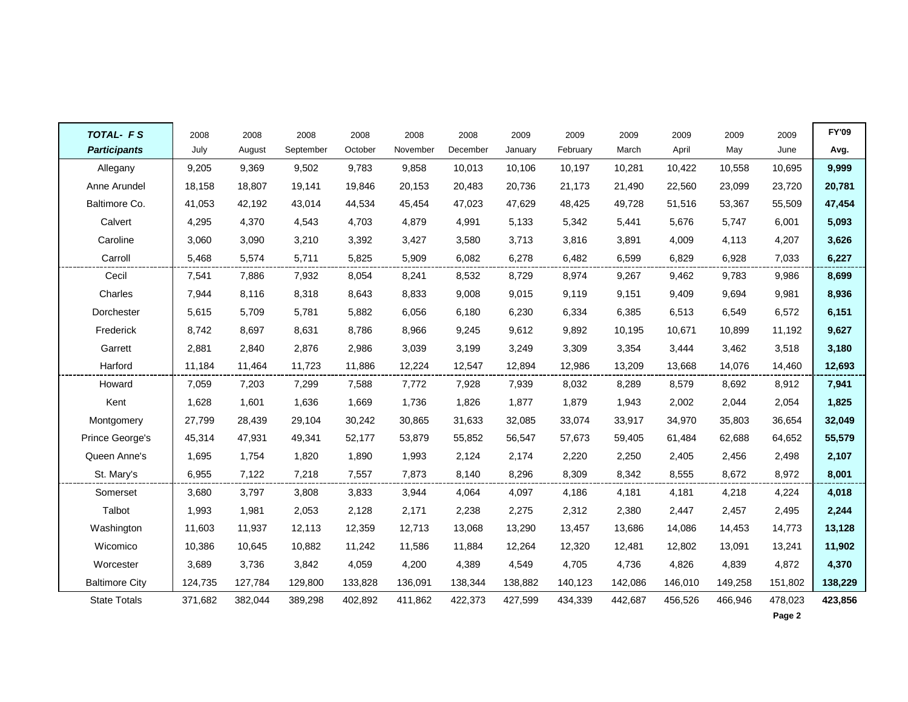| *TOTAL- F S Participants* | 2008 July | 2008 August | 2008 September | 2008 October | 2008 November | 2008 December | 2009 January | 2009 February | 2009 March | 2009 April | 2009 May | 2009 June | FY'09 Avg. |
|---|---|---|---|---|---|---|---|---|---|---|---|---|---|
| Allegany | 9,205 | 9,369 | 9,502 | 9,783 | 9,858 | 10,013 | 10,106 | 10,197 | 10,281 | 10,422 | 10,558 | 10,695 | **9,999** |
| Anne Arundel | 18,158 | 18,807 | 19,141 | 19,846 | 20,153 | 20,483 | 20,736 | 21,173 | 21,490 | 22,560 | 23,099 | 23,720 | **20,781** |
| Baltimore Co. | 41,053 | 42,192 | 43,014 | 44,534 | 45,454 | 47,023 | 47,629 | 48,425 | 49,728 | 51,516 | 53,367 | 55,509 | **47,454** |
| Calvert | 4,295 | 4,370 | 4,543 | 4,703 | 4,879 | 4,991 | 5,133 | 5,342 | 5,441 | 5,676 | 5,747 | 6,001 | **5,093** |
| Caroline | 3,060 | 3,090 | 3,210 | 3,392 | 3,427 | 3,580 | 3,713 | 3,816 | 3,891 | 4,009 | 4,113 | 4,207 | **3,626** |
| Carroll | 5,468 | 5,574 | 5,711 | 5,825 | 5,909 | 6,082 | 6,278 | 6,482 | 6,599 | 6,829 | 6,928 | 7,033 | **6,227** |
| Cecil | 7,541 | 7,886 | 7,932 | 8,054 | 8,241 | 8,532 | 8,729 | 8,974 | 9,267 | 9,462 | 9,783 | 9,986 | **8,699** |
| Charles | 7,944 | 8,116 | 8,318 | 8,643 | 8,833 | 9,008 | 9,015 | 9,119 | 9,151 | 9,409 | 9,694 | 9,981 | **8,936** |
| Dorchester | 5,615 | 5,709 | 5,781 | 5,882 | 6,056 | 6,180 | 6,230 | 6,334 | 6,385 | 6,513 | 6,549 | 6,572 | **6,151** |
| Frederick | 8,742 | 8,697 | 8,631 | 8,786 | 8,966 | 9,245 | 9,612 | 9,892 | 10,195 | 10,671 | 10,899 | 11,192 | **9,627** |
| Garrett | 2,881 | 2,840 | 2,876 | 2,986 | 3,039 | 3,199 | 3,249 | 3,309 | 3,354 | 3,444 | 3,462 | 3,518 | **3,180** |
| Harford | 11,184 | 11,464 | 11,723 | 11,886 | 12,224 | 12,547 | 12,894 | 12,986 | 13,209 | 13,668 | 14,076 | 14,460 | **12,693** |
| Howard | 7,059 | 7,203 | 7,299 | 7,588 | 7,772 | 7,928 | 7,939 | 8,032 | 8,289 | 8,579 | 8,692 | 8,912 | **7,941** |
| Kent | 1,628 | 1,601 | 1,636 | 1,669 | 1,736 | 1,826 | 1,877 | 1,879 | 1,943 | 2,002 | 2,044 | 2,054 | **1,825** |
| Montgomery | 27,799 | 28,439 | 29,104 | 30,242 | 30,865 | 31,633 | 32,085 | 33,074 | 33,917 | 34,970 | 35,803 | 36,654 | **32,049** |
| Prince George's | 45,314 | 47,931 | 49,341 | 52,177 | 53,879 | 55,852 | 56,547 | 57,673 | 59,405 | 61,484 | 62,688 | 64,652 | **55,579** |
| Queen Anne's | 1,695 | 1,754 | 1,820 | 1,890 | 1,993 | 2,124 | 2,174 | 2,220 | 2,250 | 2,405 | 2,456 | 2,498 | **2,107** |
| St. Mary's | 6,955 | 7,122 | 7,218 | 7,557 | 7,873 | 8,140 | 8,296 | 8,309 | 8,342 | 8,555 | 8,672 | 8,972 | **8,001** |
| Somerset | 3,680 | 3,797 | 3,808 | 3,833 | 3,944 | 4,064 | 4,097 | 4,186 | 4,181 | 4,181 | 4,218 | 4,224 | **4,018** |
| Talbot | 1,993 | 1,981 | 2,053 | 2,128 | 2,171 | 2,238 | 2,275 | 2,312 | 2,380 | 2,447 | 2,457 | 2,495 | **2,244** |
| Washington | 11,603 | 11,937 | 12,113 | 12,359 | 12,713 | 13,068 | 13,290 | 13,457 | 13,686 | 14,086 | 14,453 | 14,773 | **13,128** |
| Wicomico | 10,386 | 10,645 | 10,882 | 11,242 | 11,586 | 11,884 | 12,264 | 12,320 | 12,481 | 12,802 | 13,091 | 13,241 | **11,902** |
| Worcester | 3,689 | 3,736 | 3,842 | 4,059 | 4,200 | 4,389 | 4,549 | 4,705 | 4,736 | 4,826 | 4,839 | 4,872 | **4,370** |
| Baltimore City | 124,735 | 127,784 | 129,800 | 133,828 | 136,091 | 138,344 | 138,882 | 140,123 | 142,086 | 146,010 | 149,258 | 151,802 | **138,229** |
| State Totals | 371,682 | 382,044 | 389,298 | 402,892 | 411,862 | 422,373 | 427,599 | 434,339 | 442,687 | 456,526 | 466,946 | 478,023 | **423,856** |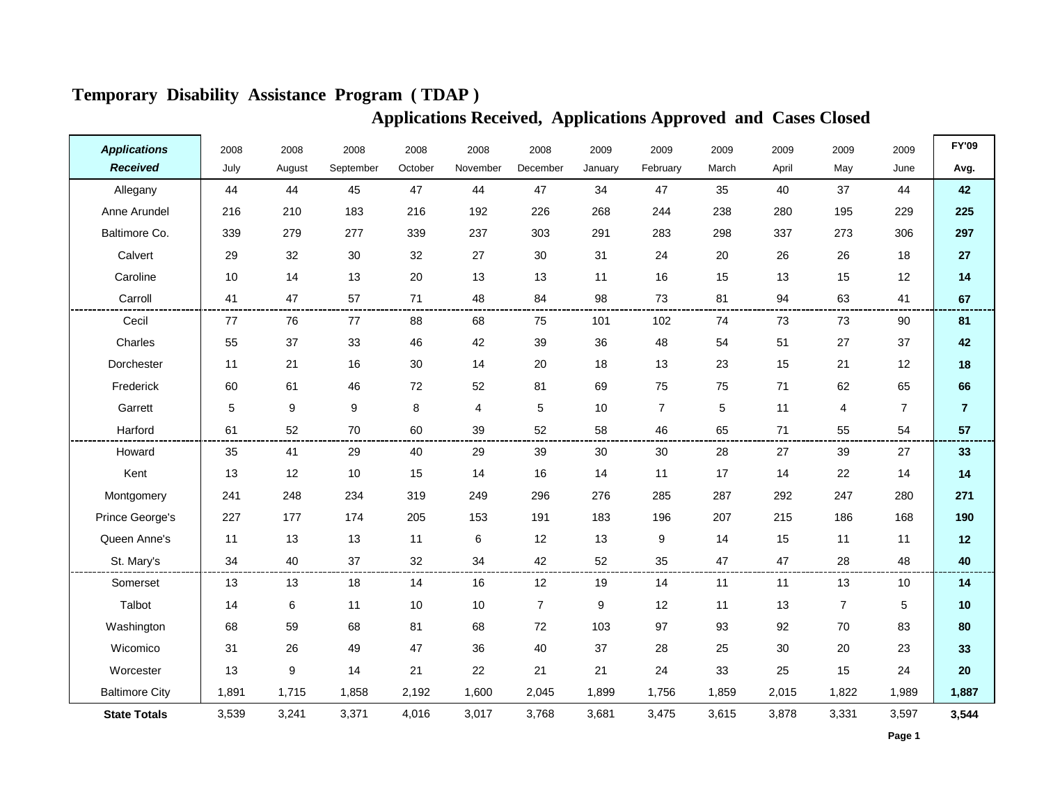# Temporary Disability Assistance Program ( TDAP )

## Applications Received, Applications Approved and Cases Closed

| ***Applications Received*** | 2008 July | 2008 August | 2008 September | 2008 October | 2008 November | 2008 December | 2009 January | 2009 February | 2009 March | 2009 April | 2009 May | 2009 June | **FY'09 Avg.** |
|---|---|---|---|---|---|---|---|---|---|---|---|---|---|
| Allegany | 44 | 44 | 45 | 47 | 44 | 47 | 34 | 47 | 35 | 40 | 37 | 44 | **42** |
| Anne Arundel | 216 | 210 | 183 | 216 | 192 | 226 | 268 | 244 | 238 | 280 | 195 | 229 | **225** |
| Baltimore Co. | 339 | 279 | 277 | 339 | 237 | 303 | 291 | 283 | 298 | 337 | 273 | 306 | **297** |
| Calvert | 29 | 32 | 30 | 32 | 27 | 30 | 31 | 24 | 20 | 26 | 26 | 18 | **27** |
| Caroline | 10 | 14 | 13 | 20 | 13 | 13 | 11 | 16 | 15 | 13 | 15 | 12 | **14** |
| Carroll | 41 | 47 | 57 | 71 | 48 | 84 | 98 | 73 | 81 | 94 | 63 | 41 | **67** |
| Cecil | 77 | 76 | 77 | 88 | 68 | 75 | 101 | 102 | 74 | 73 | 73 | 90 | **81** |
| Charles | 55 | 37 | 33 | 46 | 42 | 39 | 36 | 48 | 54 | 51 | 27 | 37 | **42** |
| Dorchester | 11 | 21 | 16 | 30 | 14 | 20 | 18 | 13 | 23 | 15 | 21 | 12 | **18** |
| Frederick | 60 | 61 | 46 | 72 | 52 | 81 | 69 | 75 | 75 | 71 | 62 | 65 | **66** |
| Garrett | 5 | 9 | 9 | 8 | 4 | 5 | 10 | 7 | 5 | 11 | 4 | 7 | **7** |
| Harford | 61 | 52 | 70 | 60 | 39 | 52 | 58 | 46 | 65 | 71 | 55 | 54 | **57** |
| Howard | 35 | 41 | 29 | 40 | 29 | 39 | 30 | 30 | 28 | 27 | 39 | 27 | **33** |
| Kent | 13 | 12 | 10 | 15 | 14 | 16 | 14 | 11 | 17 | 14 | 22 | 14 | **14** |
| Montgomery | 241 | 248 | 234 | 319 | 249 | 296 | 276 | 285 | 287 | 292 | 247 | 280 | **271** |
| Prince George's | 227 | 177 | 174 | 205 | 153 | 191 | 183 | 196 | 207 | 215 | 186 | 168 | **190** |
| Queen Anne's | 11 | 13 | 13 | 11 | 6 | 12 | 13 | 9 | 14 | 15 | 11 | 11 | **12** |
| St. Mary's | 34 | 40 | 37 | 32 | 34 | 42 | 52 | 35 | 47 | 47 | 28 | 48 | **40** |
| Somerset | 13 | 13 | 18 | 14 | 16 | 12 | 19 | 14 | 11 | 11 | 13 | 10 | **14** |
| Talbot | 14 | 6 | 11 | 10 | 10 | 7 | 9 | 12 | 11 | 13 | 7 | 5 | **10** |
| Washington | 68 | 59 | 68 | 81 | 68 | 72 | 103 | 97 | 93 | 92 | 70 | 83 | **80** |
| Wicomico | 31 | 26 | 49 | 47 | 36 | 40 | 37 | 28 | 25 | 30 | 20 | 23 | **33** |
| Worcester | 13 | 9 | 14 | 21 | 22 | 21 | 21 | 24 | 33 | 25 | 15 | 24 | **20** |
| Baltimore City | 1,891 | 1,715 | 1,858 | 2,192 | 1,600 | 2,045 | 1,899 | 1,756 | 1,859 | 2,015 | 1,822 | 1,989 | **1,887** |
| **State Totals** | 3,539 | 3,241 | 3,371 | 4,016 | 3,017 | 3,768 | 3,681 | 3,475 | 3,615 | 3,878 | 3,331 | 3,597 | **3,544** |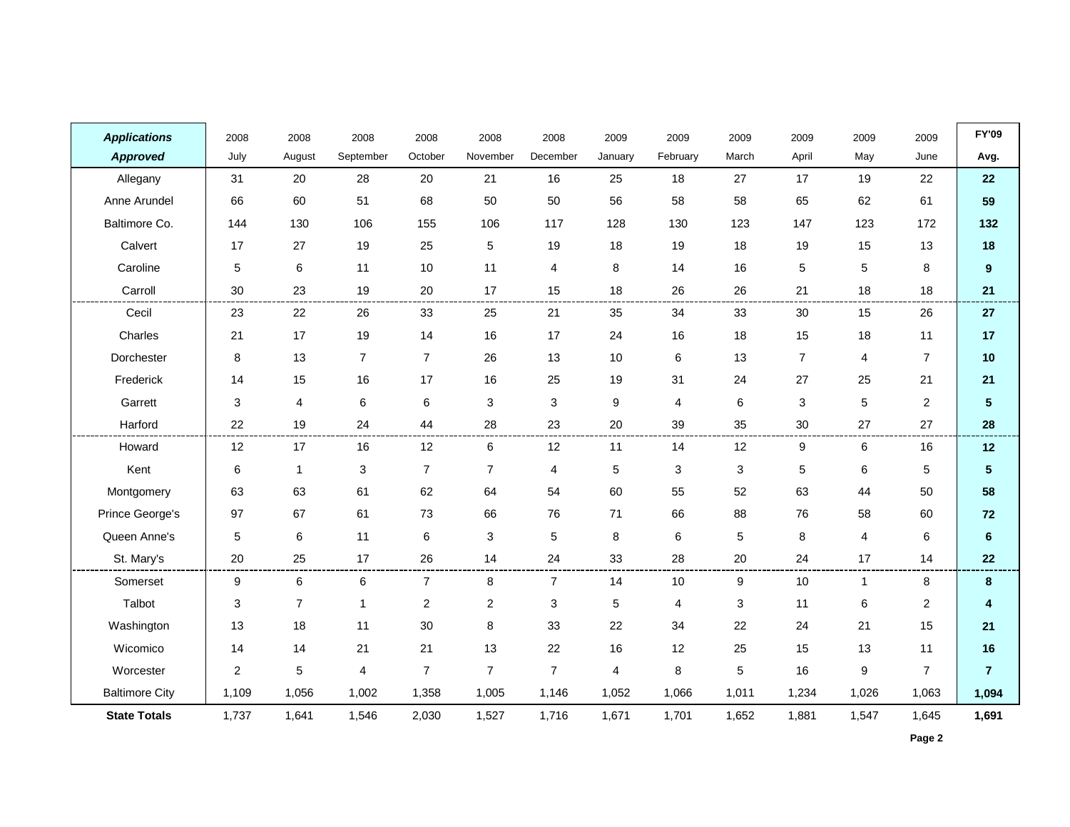| *Applications Approved* | 2008 July | 2008 August | 2008 September | 2008 October | 2008 November | 2008 December | 2009 January | 2009 February | 2009 March | 2009 April | 2009 May | 2009 June | **FY'09 Avg.** |
|---|---|---|---|---|---|---|---|---|---|---|---|---|---|
| Allegany | 31 | 20 | 28 | 20 | 21 | 16 | 25 | 18 | 27 | 17 | 19 | 22 | **22** |
| Anne Arundel | 66 | 60 | 51 | 68 | 50 | 50 | 56 | 58 | 58 | 65 | 62 | 61 | **59** |
| Baltimore Co. | 144 | 130 | 106 | 155 | 106 | 117 | 128 | 130 | 123 | 147 | 123 | 172 | **132** |
| Calvert | 17 | 27 | 19 | 25 | 5 | 19 | 18 | 19 | 18 | 19 | 15 | 13 | **18** |
| Caroline | 5 | 6 | 11 | 10 | 11 | 4 | 8 | 14 | 16 | 5 | 5 | 8 | **9** |
| Carroll | 30 | 23 | 19 | 20 | 17 | 15 | 18 | 26 | 26 | 21 | 18 | 18 | **21** |
| Cecil | 23 | 22 | 26 | 33 | 25 | 21 | 35 | 34 | 33 | 30 | 15 | 26 | **27** |
| Charles | 21 | 17 | 19 | 14 | 16 | 17 | 24 | 16 | 18 | 15 | 18 | 11 | **17** |
| Dorchester | 8 | 13 | 7 | 7 | 26 | 13 | 10 | 6 | 13 | 7 | 4 | 7 | **10** |
| Frederick | 14 | 15 | 16 | 17 | 16 | 25 | 19 | 31 | 24 | 27 | 25 | 21 | **21** |
| Garrett | 3 | 4 | 6 | 6 | 3 | 3 | 9 | 4 | 6 | 3 | 5 | 2 | **5** |
| Harford | 22 | 19 | 24 | 44 | 28 | 23 | 20 | 39 | 35 | 30 | 27 | 27 | **28** |
| Howard | 12 | 17 | 16 | 12 | 6 | 12 | 11 | 14 | 12 | 9 | 6 | 16 | **12** |
| Kent | 6 | 1 | 3 | 7 | 7 | 4 | 5 | 3 | 3 | 5 | 6 | 5 | **5** |
| Montgomery | 63 | 63 | 61 | 62 | 64 | 54 | 60 | 55 | 52 | 63 | 44 | 50 | **58** |
| Prince George's | 97 | 67 | 61 | 73 | 66 | 76 | 71 | 66 | 88 | 76 | 58 | 60 | **72** |
| Queen Anne's | 5 | 6 | 11 | 6 | 3 | 5 | 8 | 6 | 5 | 8 | 4 | 6 | **6** |
| St. Mary's | 20 | 25 | 17 | 26 | 14 | 24 | 33 | 28 | 20 | 24 | 17 | 14 | **22** |
| Somerset | 9 | 6 | 6 | 7 | 8 | 7 | 14 | 10 | 9 | 10 | 1 | 8 | **8** |
| Talbot | 3 | 7 | 1 | 2 | 2 | 3 | 5 | 4 | 3 | 11 | 6 | 2 | **4** |
| Washington | 13 | 18 | 11 | 30 | 8 | 33 | 22 | 34 | 22 | 24 | 21 | 15 | **21** |
| Wicomico | 14 | 14 | 21 | 21 | 13 | 22 | 16 | 12 | 25 | 15 | 13 | 11 | **16** |
| Worcester | 2 | 5 | 4 | 7 | 7 | 7 | 4 | 8 | 5 | 16 | 9 | 7 | **7** |
| Baltimore City | 1,109 | 1,056 | 1,002 | 1,358 | 1,005 | 1,146 | 1,052 | 1,066 | 1,011 | 1,234 | 1,026 | 1,063 | **1,094** |
| **State Totals** | 1,737 | 1,641 | 1,546 | 2,030 | 1,527 | 1,716 | 1,671 | 1,701 | 1,652 | 1,881 | 1,547 | 1,645 | **1,691** |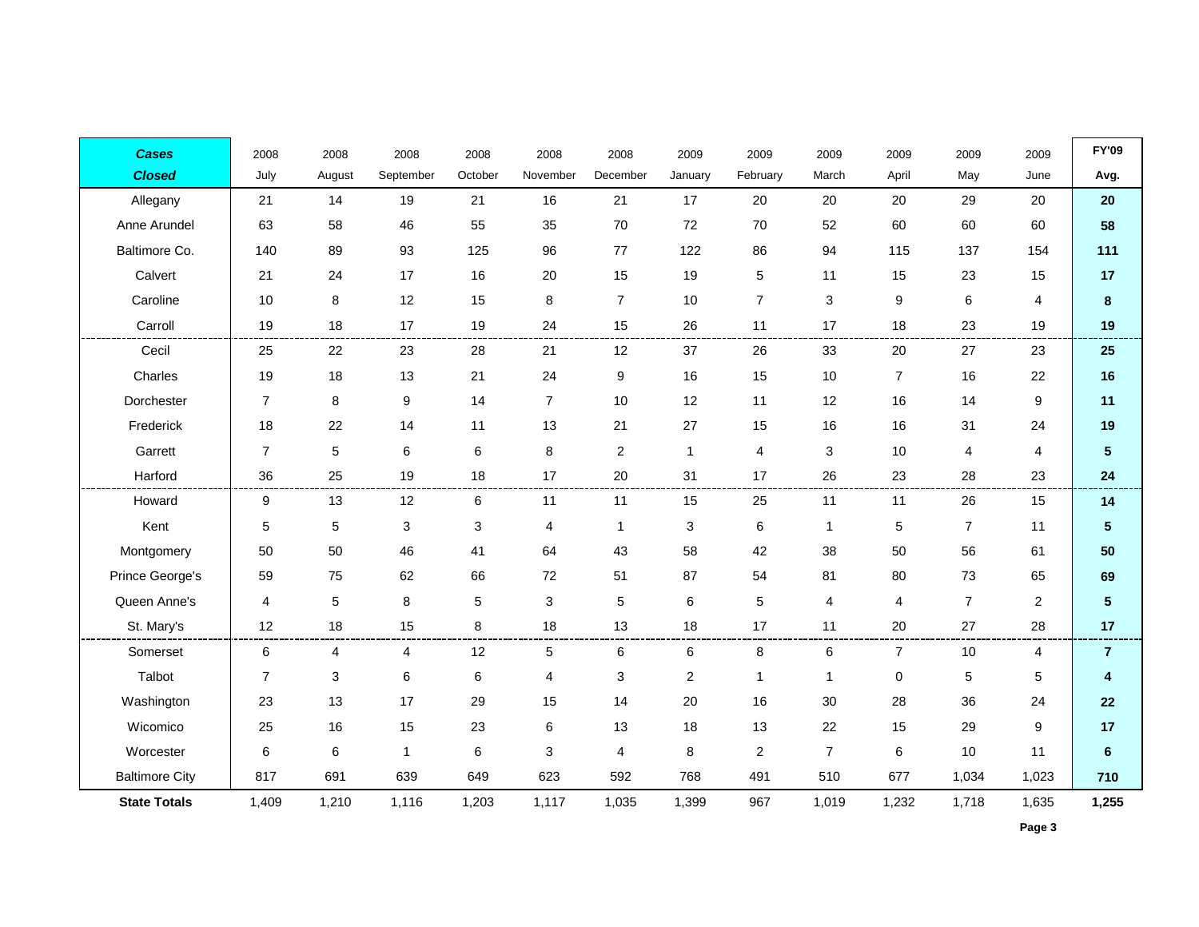| ***Cases Closed*** | 2008 July | 2008 August | 2008 September | 2008 October | 2008 November | 2008 December | 2009 January | 2009 February | 2009 March | 2009 April | 2009 May | 2009 June | **FY'09 Avg.** |
|---|---|---|---|---|---|---|---|---|---|---|---|---|---|
| Allegany | 21 | 14 | 19 | 21 | 16 | 21 | 17 | 20 | 20 | 20 | 29 | 20 | **20** |
| Anne Arundel | 63 | 58 | 46 | 55 | 35 | 70 | 72 | 70 | 52 | 60 | 60 | 60 | **58** |
| Baltimore Co. | 140 | 89 | 93 | 125 | 96 | 77 | 122 | 86 | 94 | 115 | 137 | 154 | **111** |
| Calvert | 21 | 24 | 17 | 16 | 20 | 15 | 19 | 5 | 11 | 15 | 23 | 15 | **17** |
| Caroline | 10 | 8 | 12 | 15 | 8 | 7 | 10 | 7 | 3 | 9 | 6 | 4 | **8** |
| Carroll | 19 | 18 | 17 | 19 | 24 | 15 | 26 | 11 | 17 | 18 | 23 | 19 | **19** |
| Cecil | 25 | 22 | 23 | 28 | 21 | 12 | 37 | 26 | 33 | 20 | 27 | 23 | **25** |
| Charles | 19 | 18 | 13 | 21 | 24 | 9 | 16 | 15 | 10 | 7 | 16 | 22 | **16** |
| Dorchester | 7 | 8 | 9 | 14 | 7 | 10 | 12 | 11 | 12 | 16 | 14 | 9 | **11** |
| Frederick | 18 | 22 | 14 | 11 | 13 | 21 | 27 | 15 | 16 | 16 | 31 | 24 | **19** |
| Garrett | 7 | 5 | 6 | 6 | 8 | 2 | 1 | 4 | 3 | 10 | 4 | 4 | **5** |
| Harford | 36 | 25 | 19 | 18 | 17 | 20 | 31 | 17 | 26 | 23 | 28 | 23 | **24** |
| Howard | 9 | 13 | 12 | 6 | 11 | 11 | 15 | 25 | 11 | 11 | 26 | 15 | **14** |
| Kent | 5 | 5 | 3 | 3 | 4 | 1 | 3 | 6 | 1 | 5 | 7 | 11 | **5** |
| Montgomery | 50 | 50 | 46 | 41 | 64 | 43 | 58 | 42 | 38 | 50 | 56 | 61 | **50** |
| Prince George's | 59 | 75 | 62 | 66 | 72 | 51 | 87 | 54 | 81 | 80 | 73 | 65 | **69** |
| Queen Anne's | 4 | 5 | 8 | 5 | 3 | 5 | 6 | 5 | 4 | 4 | 7 | 2 | **5** |
| St. Mary's | 12 | 18 | 15 | 8 | 18 | 13 | 18 | 17 | 11 | 20 | 27 | 28 | **17** |
| Somerset | 6 | 4 | 4 | 12 | 5 | 6 | 6 | 8 | 6 | 7 | 10 | 4 | **7** |
| Talbot | 7 | 3 | 6 | 6 | 4 | 3 | 2 | 1 | 1 | 0 | 5 | 5 | **4** |
| Washington | 23 | 13 | 17 | 29 | 15 | 14 | 20 | 16 | 30 | 28 | 36 | 24 | **22** |
| Wicomico | 25 | 16 | 15 | 23 | 6 | 13 | 18 | 13 | 22 | 15 | 29 | 9 | **17** |
| Worcester | 6 | 6 | 1 | 6 | 3 | 4 | 8 | 2 | 7 | 6 | 10 | 11 | **6** |
| Baltimore City | 817 | 691 | 639 | 649 | 623 | 592 | 768 | 491 | 510 | 677 | 1,034 | 1,023 | **710** |
| **State Totals** | 1,409 | 1,210 | 1,116 | 1,203 | 1,117 | 1,035 | 1,399 | 967 | 1,019 | 1,232 | 1,718 | 1,635 | **1,255** |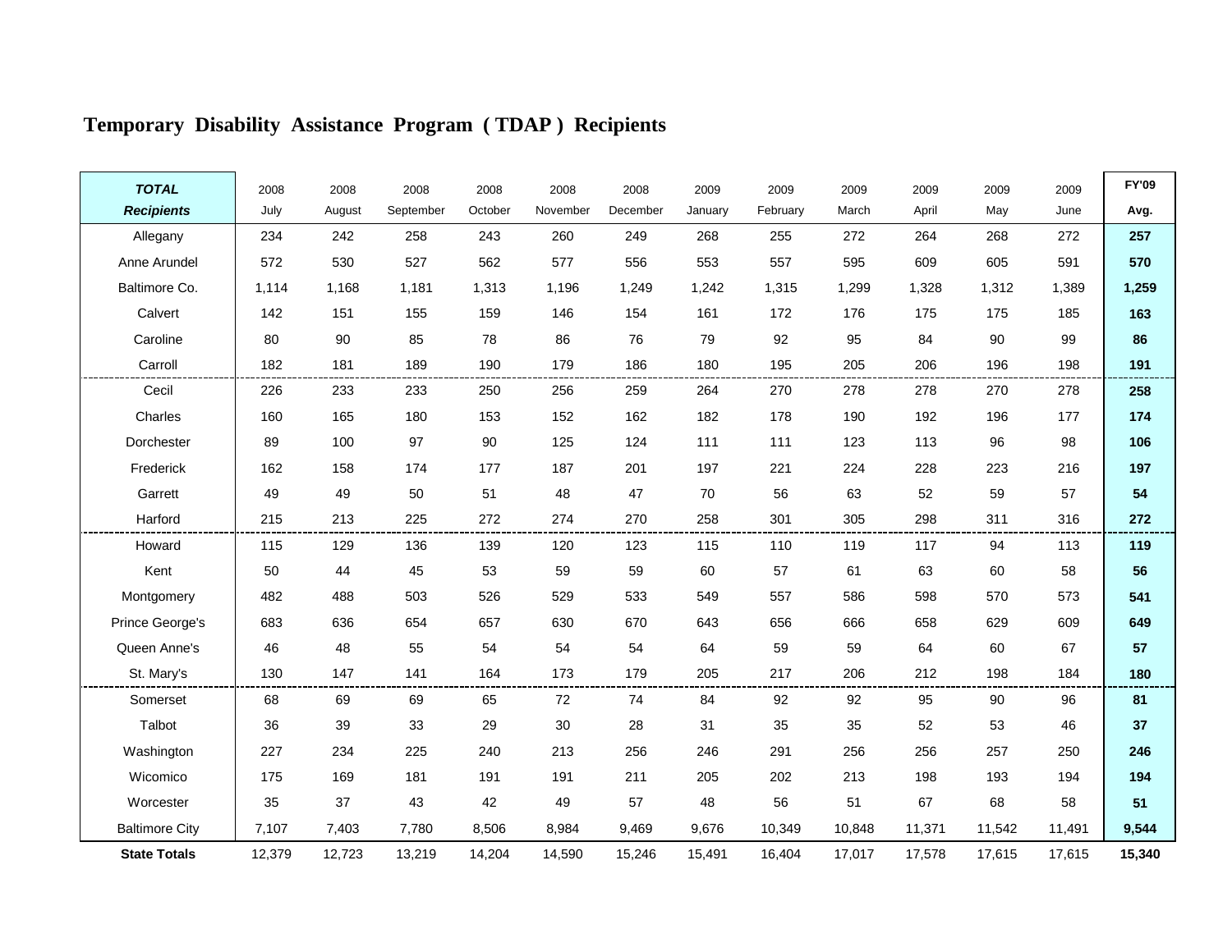# Temporary Disability Assistance Program ( TDAP ) Recipients

| ***TOTAL Recipients*** | 2008 July | 2008 August | 2008 September | 2008 October | 2008 November | 2008 December | 2009 January | 2009 February | 2009 March | 2009 April | 2009 May | 2009 June | **FY'09 Avg.** |
|---|---|---|---|---|---|---|---|---|---|---|---|---|---|
| Allegany | 234 | 242 | 258 | 243 | 260 | 249 | 268 | 255 | 272 | 264 | 268 | 272 | **257** |
| Anne Arundel | 572 | 530 | 527 | 562 | 577 | 556 | 553 | 557 | 595 | 609 | 605 | 591 | **570** |
| Baltimore Co. | 1,114 | 1,168 | 1,181 | 1,313 | 1,196 | 1,249 | 1,242 | 1,315 | 1,299 | 1,328 | 1,312 | 1,389 | **1,259** |
| Calvert | 142 | 151 | 155 | 159 | 146 | 154 | 161 | 172 | 176 | 175 | 175 | 185 | **163** |
| Caroline | 80 | 90 | 85 | 78 | 86 | 76 | 79 | 92 | 95 | 84 | 90 | 99 | **86** |
| Carroll | 182 | 181 | 189 | 190 | 179 | 186 | 180 | 195 | 205 | 206 | 196 | 198 | **191** |
| Cecil | 226 | 233 | 233 | 250 | 256 | 259 | 264 | 270 | 278 | 278 | 270 | 278 | **258** |
| Charles | 160 | 165 | 180 | 153 | 152 | 162 | 182 | 178 | 190 | 192 | 196 | 177 | **174** |
| Dorchester | 89 | 100 | 97 | 90 | 125 | 124 | 111 | 111 | 123 | 113 | 96 | 98 | **106** |
| Frederick | 162 | 158 | 174 | 177 | 187 | 201 | 197 | 221 | 224 | 228 | 223 | 216 | **197** |
| Garrett | 49 | 49 | 50 | 51 | 48 | 47 | 70 | 56 | 63 | 52 | 59 | 57 | **54** |
| Harford | 215 | 213 | 225 | 272 | 274 | 270 | 258 | 301 | 305 | 298 | 311 | 316 | **272** |
| Howard | 115 | 129 | 136 | 139 | 120 | 123 | 115 | 110 | 119 | 117 | 94 | 113 | **119** |
| Kent | 50 | 44 | 45 | 53 | 59 | 59 | 60 | 57 | 61 | 63 | 60 | 58 | **56** |
| Montgomery | 482 | 488 | 503 | 526 | 529 | 533 | 549 | 557 | 586 | 598 | 570 | 573 | **541** |
| Prince George's | 683 | 636 | 654 | 657 | 630 | 670 | 643 | 656 | 666 | 658 | 629 | 609 | **649** |
| Queen Anne's | 46 | 48 | 55 | 54 | 54 | 54 | 64 | 59 | 59 | 64 | 60 | 67 | **57** |
| St. Mary's | 130 | 147 | 141 | 164 | 173 | 179 | 205 | 217 | 206 | 212 | 198 | 184 | **180** |
| Somerset | 68 | 69 | 69 | 65 | 72 | 74 | 84 | 92 | 92 | 95 | 90 | 96 | **81** |
| Talbot | 36 | 39 | 33 | 29 | 30 | 28 | 31 | 35 | 35 | 52 | 53 | 46 | **37** |
| Washington | 227 | 234 | 225 | 240 | 213 | 256 | 246 | 291 | 256 | 256 | 257 | 250 | **246** |
| Wicomico | 175 | 169 | 181 | 191 | 191 | 211 | 205 | 202 | 213 | 198 | 193 | 194 | **194** |
| Worcester | 35 | 37 | 43 | 42 | 49 | 57 | 48 | 56 | 51 | 67 | 68 | 58 | **51** |
| Baltimore City | 7,107 | 7,403 | 7,780 | 8,506 | 8,984 | 9,469 | 9,676 | 10,349 | 10,848 | 11,371 | 11,542 | 11,491 | **9,544** |
| **State Totals** | 12,379 | 12,723 | 13,219 | 14,204 | 14,590 | 15,246 | 15,491 | 16,404 | 17,017 | 17,578 | 17,615 | 17,615 | **15,340** |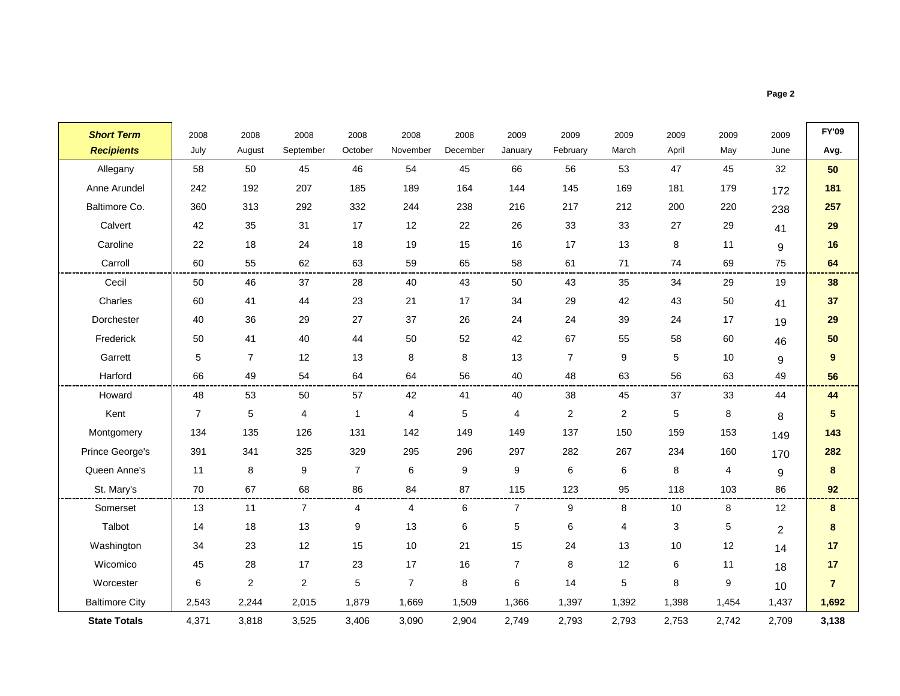| Short Term Recipients | 2008 July | 2008 August | 2008 September | 2008 October | 2008 November | 2008 December | 2009 January | 2009 February | 2009 March | 2009 April | 2009 May | 2009 June | FY'09 Avg. |
|---|---|---|---|---|---|---|---|---|---|---|---|---|---|
| Allegany | 58 | 50 | 45 | 46 | 54 | 45 | 66 | 56 | 53 | 47 | 45 | 32 | **50** |
| Anne Arundel | 242 | 192 | 207 | 185 | 189 | 164 | 144 | 145 | 169 | 181 | 179 | 172 | **181** |
| Baltimore Co. | 360 | 313 | 292 | 332 | 244 | 238 | 216 | 217 | 212 | 200 | 220 | 238 | **257** |
| Calvert | 42 | 35 | 31 | 17 | 12 | 22 | 26 | 33 | 33 | 27 | 29 | 41 | **29** |
| Caroline | 22 | 18 | 24 | 18 | 19 | 15 | 16 | 17 | 13 | 8 | 11 | 9 | **16** |
| Carroll | 60 | 55 | 62 | 63 | 59 | 65 | 58 | 61 | 71 | 74 | 69 | 75 | **64** |
| Cecil | 50 | 46 | 37 | 28 | 40 | 43 | 50 | 43 | 35 | 34 | 29 | 19 | **38** |
| Charles | 60 | 41 | 44 | 23 | 21 | 17 | 34 | 29 | 42 | 43 | 50 | 41 | **37** |
| Dorchester | 40 | 36 | 29 | 27 | 37 | 26 | 24 | 24 | 39 | 24 | 17 | 19 | **29** |
| Frederick | 50 | 41 | 40 | 44 | 50 | 52 | 42 | 67 | 55 | 58 | 60 | 46 | **50** |
| Garrett | 5 | 7 | 12 | 13 | 8 | 8 | 13 | 7 | 9 | 5 | 10 | 9 | **9** |
| Harford | 66 | 49 | 54 | 64 | 64 | 56 | 40 | 48 | 63 | 56 | 63 | 49 | **56** |
| Howard | 48 | 53 | 50 | 57 | 42 | 41 | 40 | 38 | 45 | 37 | 33 | 44 | **44** |
| Kent | 7 | 5 | 4 | 1 | 4 | 5 | 4 | 2 | 2 | 5 | 8 | 8 | **5** |
| Montgomery | 134 | 135 | 126 | 131 | 142 | 149 | 149 | 137 | 150 | 159 | 153 | 149 | **143** |
| Prince George's | 391 | 341 | 325 | 329 | 295 | 296 | 297 | 282 | 267 | 234 | 160 | 170 | **282** |
| Queen Anne's | 11 | 8 | 9 | 7 | 6 | 9 | 9 | 6 | 6 | 8 | 4 | 9 | **8** |
| St. Mary's | 70 | 67 | 68 | 86 | 84 | 87 | 115 | 123 | 95 | 118 | 103 | 86 | **92** |
| Somerset | 13 | 11 | 7 | 4 | 4 | 6 | 7 | 9 | 8 | 10 | 8 | 12 | **8** |
| Talbot | 14 | 18 | 13 | 9 | 13 | 6 | 5 | 6 | 4 | 3 | 5 | 2 | **8** |
| Washington | 34 | 23 | 12 | 15 | 10 | 21 | 15 | 24 | 13 | 10 | 12 | 14 | **17** |
| Wicomico | 45 | 28 | 17 | 23 | 17 | 16 | 7 | 8 | 12 | 6 | 11 | 18 | **17** |
| Worcester | 6 | 2 | 2 | 5 | 7 | 8 | 6 | 14 | 5 | 8 | 9 | 10 | **7** |
| Baltimore City | 2,543 | 2,244 | 2,015 | 1,879 | 1,669 | 1,509 | 1,366 | 1,397 | 1,392 | 1,398 | 1,454 | 1,437 | **1,692** |
| **State Totals** | 4,371 | 3,818 | 3,525 | 3,406 | 3,090 | 2,904 | 2,749 | 2,793 | 2,793 | 2,753 | 2,742 | 2,709 | **3,138** |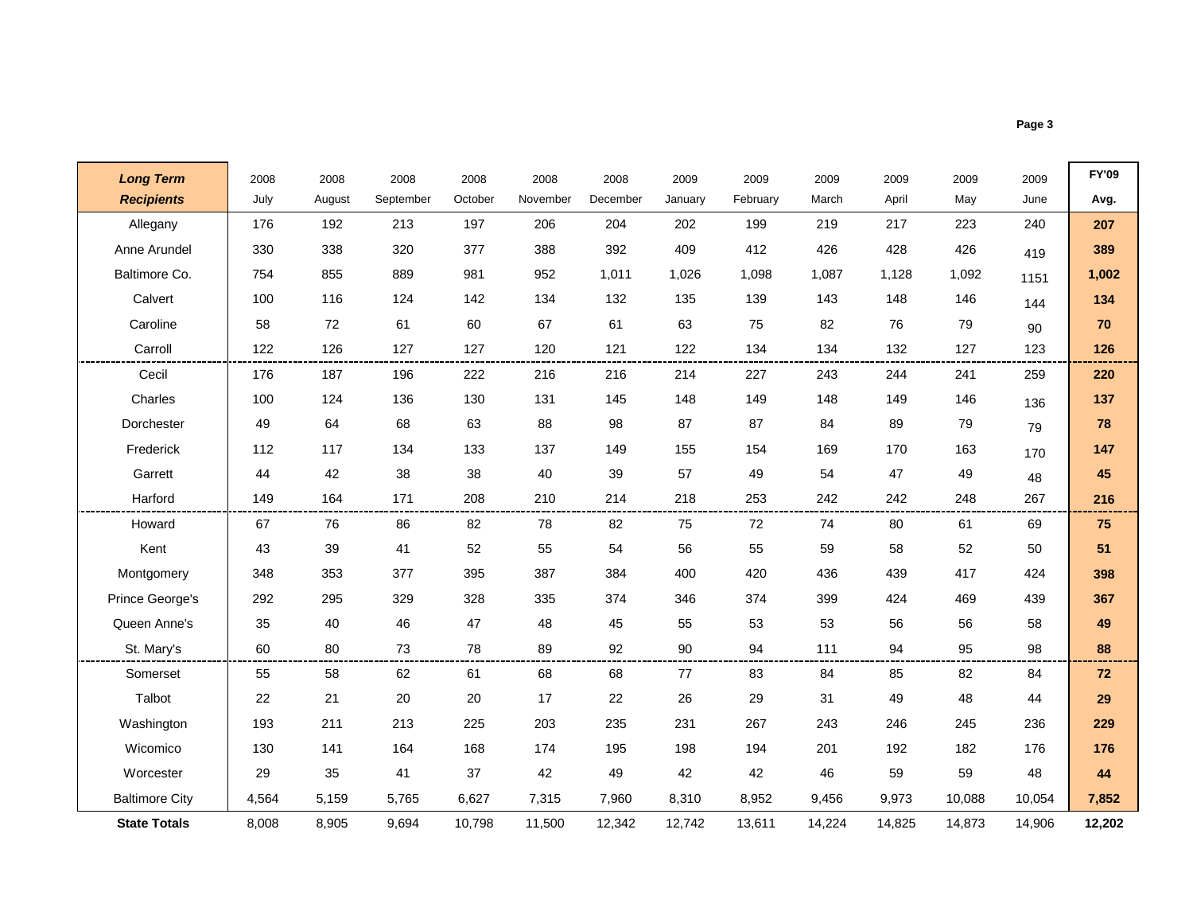| **Long Term Recipients** | 2008 July | 2008 August | 2008 September | 2008 October | 2008 November | 2008 December | 2009 January | 2009 February | 2009 March | 2009 April | 2009 May | 2009 June | **FY'09 Avg.** |
|---|---|---|---|---|---|---|---|---|---|---|---|---|---|
| Allegany | 176 | 192 | 213 | 197 | 206 | 204 | 202 | 199 | 219 | 217 | 223 | 240 | **207** |
| Anne Arundel | 330 | 338 | 320 | 377 | 388 | 392 | 409 | 412 | 426 | 428 | 426 | 419 | **389** |
| Baltimore Co. | 754 | 855 | 889 | 981 | 952 | 1,011 | 1,026 | 1,098 | 1,087 | 1,128 | 1,092 | 1151 | **1,002** |
| Calvert | 100 | 116 | 124 | 142 | 134 | 132 | 135 | 139 | 143 | 148 | 146 | 144 | **134** |
| Caroline | 58 | 72 | 61 | 60 | 67 | 61 | 63 | 75 | 82 | 76 | 79 | 90 | **70** |
| Carroll | 122 | 126 | 127 | 127 | 120 | 121 | 122 | 134 | 134 | 132 | 127 | 123 | **126** |
| Cecil | 176 | 187 | 196 | 222 | 216 | 216 | 214 | 227 | 243 | 244 | 241 | 259 | **220** |
| Charles | 100 | 124 | 136 | 130 | 131 | 145 | 148 | 149 | 148 | 149 | 146 | 136 | **137** |
| Dorchester | 49 | 64 | 68 | 63 | 88 | 98 | 87 | 87 | 84 | 89 | 79 | 79 | **78** |
| Frederick | 112 | 117 | 134 | 133 | 137 | 149 | 155 | 154 | 169 | 170 | 163 | 170 | **147** |
| Garrett | 44 | 42 | 38 | 38 | 40 | 39 | 57 | 49 | 54 | 47 | 49 | 48 | **45** |
| Harford | 149 | 164 | 171 | 208 | 210 | 214 | 218 | 253 | 242 | 242 | 248 | 267 | **216** |
| Howard | 67 | 76 | 86 | 82 | 78 | 82 | 75 | 72 | 74 | 80 | 61 | 69 | **75** |
| Kent | 43 | 39 | 41 | 52 | 55 | 54 | 56 | 55 | 59 | 58 | 52 | 50 | **51** |
| Montgomery | 348 | 353 | 377 | 395 | 387 | 384 | 400 | 420 | 436 | 439 | 417 | 424 | **398** |
| Prince George's | 292 | 295 | 329 | 328 | 335 | 374 | 346 | 374 | 399 | 424 | 469 | 439 | **367** |
| Queen Anne's | 35 | 40 | 46 | 47 | 48 | 45 | 55 | 53 | 53 | 56 | 56 | 58 | **49** |
| St. Mary's | 60 | 80 | 73 | 78 | 89 | 92 | 90 | 94 | 111 | 94 | 95 | 98 | **88** |
| Somerset | 55 | 58 | 62 | 61 | 68 | 68 | 77 | 83 | 84 | 85 | 82 | 84 | **72** |
| Talbot | 22 | 21 | 20 | 20 | 17 | 22 | 26 | 29 | 31 | 49 | 48 | 44 | **29** |
| Washington | 193 | 211 | 213 | 225 | 203 | 235 | 231 | 267 | 243 | 246 | 245 | 236 | **229** |
| Wicomico | 130 | 141 | 164 | 168 | 174 | 195 | 198 | 194 | 201 | 192 | 182 | 176 | **176** |
| Worcester | 29 | 35 | 41 | 37 | 42 | 49 | 42 | 42 | 46 | 59 | 59 | 48 | **44** |
| Baltimore City | 4,564 | 5,159 | 5,765 | 6,627 | 7,315 | 7,960 | 8,310 | 8,952 | 9,456 | 9,973 | 10,088 | 10,054 | **7,852** |
| **State Totals** | 8,008 | 8,905 | 9,694 | 10,798 | 11,500 | 12,342 | 12,742 | 13,611 | 14,224 | 14,825 | 14,873 | 14,906 | **12,202** |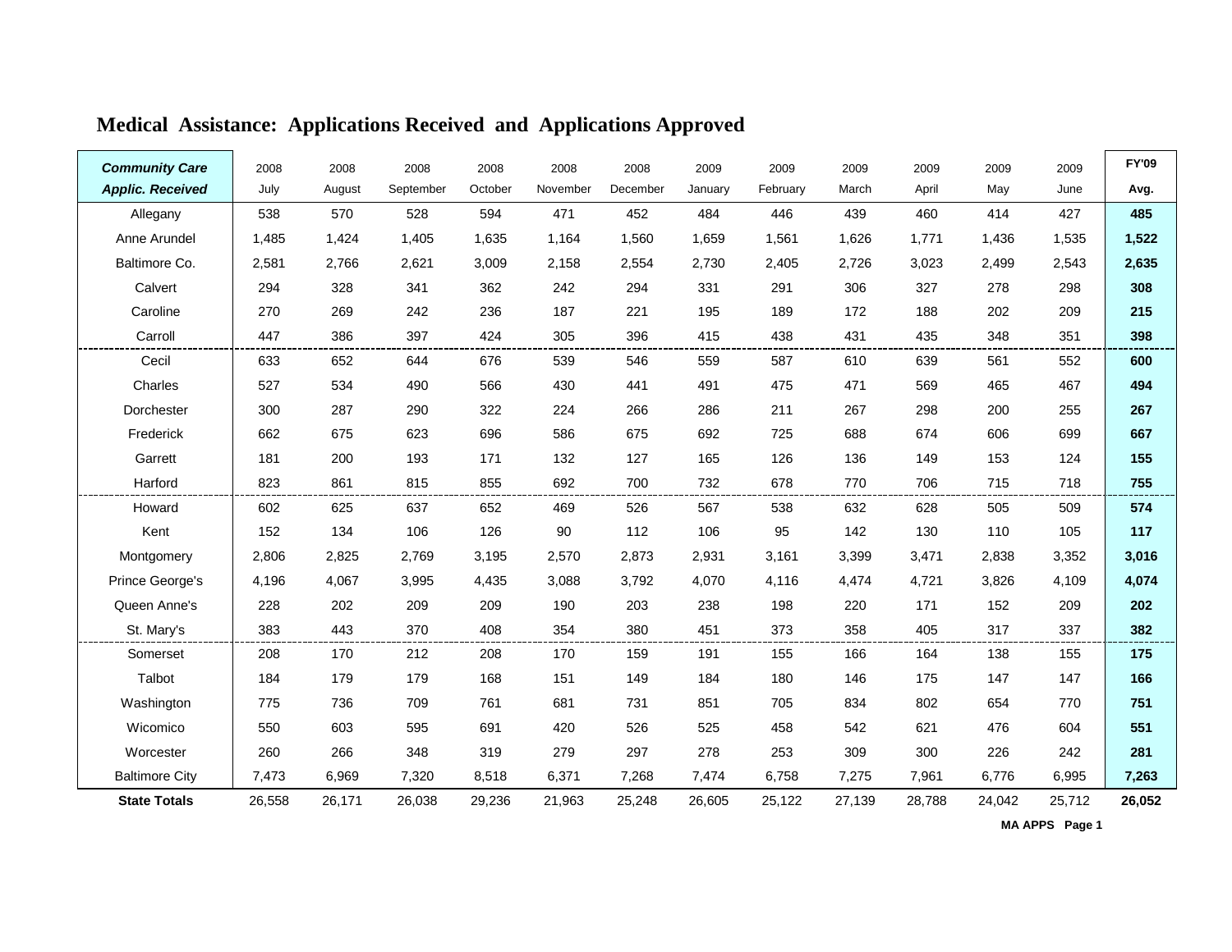## Medical Assistance: Applications Received and Applications Approved

| ***Community Care Applic. Received*** | 2008 July | 2008 August | 2008 September | 2008 October | 2008 November | 2008 December | 2009 January | 2009 February | 2009 March | 2009 April | 2009 May | 2009 June | **FY'09 Avg.** |
|---|---|---|---|---|---|---|---|---|---|---|---|---|---|
| Allegany | 538 | 570 | 528 | 594 | 471 | 452 | 484 | 446 | 439 | 460 | 414 | 427 | **485** |
| Anne Arundel | 1,485 | 1,424 | 1,405 | 1,635 | 1,164 | 1,560 | 1,659 | 1,561 | 1,626 | 1,771 | 1,436 | 1,535 | **1,522** |
| Baltimore Co. | 2,581 | 2,766 | 2,621 | 3,009 | 2,158 | 2,554 | 2,730 | 2,405 | 2,726 | 3,023 | 2,499 | 2,543 | **2,635** |
| Calvert | 294 | 328 | 341 | 362 | 242 | 294 | 331 | 291 | 306 | 327 | 278 | 298 | **308** |
| Caroline | 270 | 269 | 242 | 236 | 187 | 221 | 195 | 189 | 172 | 188 | 202 | 209 | **215** |
| Carroll | 447 | 386 | 397 | 424 | 305 | 396 | 415 | 438 | 431 | 435 | 348 | 351 | **398** |
| Cecil | 633 | 652 | 644 | 676 | 539 | 546 | 559 | 587 | 610 | 639 | 561 | 552 | **600** |
| Charles | 527 | 534 | 490 | 566 | 430 | 441 | 491 | 475 | 471 | 569 | 465 | 467 | **494** |
| Dorchester | 300 | 287 | 290 | 322 | 224 | 266 | 286 | 211 | 267 | 298 | 200 | 255 | **267** |
| Frederick | 662 | 675 | 623 | 696 | 586 | 675 | 692 | 725 | 688 | 674 | 606 | 699 | **667** |
| Garrett | 181 | 200 | 193 | 171 | 132 | 127 | 165 | 126 | 136 | 149 | 153 | 124 | **155** |
| Harford | 823 | 861 | 815 | 855 | 692 | 700 | 732 | 678 | 770 | 706 | 715 | 718 | **755** |
| Howard | 602 | 625 | 637 | 652 | 469 | 526 | 567 | 538 | 632 | 628 | 505 | 509 | **574** |
| Kent | 152 | 134 | 106 | 126 | 90 | 112 | 106 | 95 | 142 | 130 | 110 | 105 | **117** |
| Montgomery | 2,806 | 2,825 | 2,769 | 3,195 | 2,570 | 2,873 | 2,931 | 3,161 | 3,399 | 3,471 | 2,838 | 3,352 | **3,016** |
| Prince George's | 4,196 | 4,067 | 3,995 | 4,435 | 3,088 | 3,792 | 4,070 | 4,116 | 4,474 | 4,721 | 3,826 | 4,109 | **4,074** |
| Queen Anne's | 228 | 202 | 209 | 209 | 190 | 203 | 238 | 198 | 220 | 171 | 152 | 209 | **202** |
| St. Mary's | 383 | 443 | 370 | 408 | 354 | 380 | 451 | 373 | 358 | 405 | 317 | 337 | **382** |
| Somerset | 208 | 170 | 212 | 208 | 170 | 159 | 191 | 155 | 166 | 164 | 138 | 155 | **175** |
| Talbot | 184 | 179 | 179 | 168 | 151 | 149 | 184 | 180 | 146 | 175 | 147 | 147 | **166** |
| Washington | 775 | 736 | 709 | 761 | 681 | 731 | 851 | 705 | 834 | 802 | 654 | 770 | **751** |
| Wicomico | 550 | 603 | 595 | 691 | 420 | 526 | 525 | 458 | 542 | 621 | 476 | 604 | **551** |
| Worcester | 260 | 266 | 348 | 319 | 279 | 297 | 278 | 253 | 309 | 300 | 226 | 242 | **281** |
| Baltimore City | 7,473 | 6,969 | 7,320 | 8,518 | 6,371 | 7,268 | 7,474 | 6,758 | 7,275 | 7,961 | 6,776 | 6,995 | **7,263** |
| **State Totals** | 26,558 | 26,171 | 26,038 | 29,236 | 21,963 | 25,248 | 26,605 | 25,122 | 27,139 | 28,788 | 24,042 | 25,712 | **26,052** |

**MA APPS Page 1**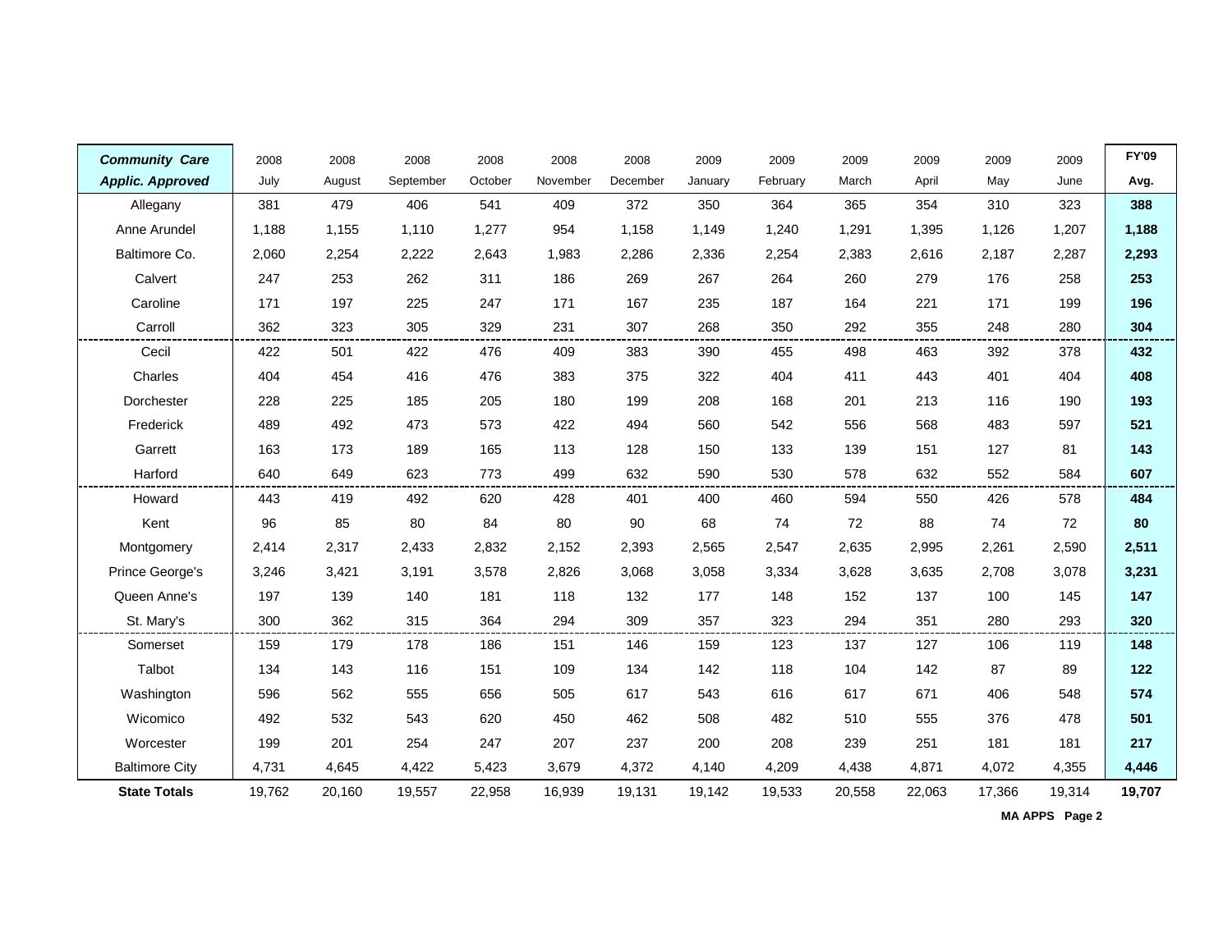| ***Community Care Applic. Approved*** | 2008 July | 2008 August | 2008 September | 2008 October | 2008 November | 2008 December | 2009 January | 2009 February | 2009 March | 2009 April | 2009 May | 2009 June | **FY'09 Avg.** |
|---|---|---|---|---|---|---|---|---|---|---|---|---|---|
| Allegany | 381 | 479 | 406 | 541 | 409 | 372 | 350 | 364 | 365 | 354 | 310 | 323 | **388** |
| Anne Arundel | 1,188 | 1,155 | 1,110 | 1,277 | 954 | 1,158 | 1,149 | 1,240 | 1,291 | 1,395 | 1,126 | 1,207 | **1,188** |
| Baltimore Co. | 2,060 | 2,254 | 2,222 | 2,643 | 1,983 | 2,286 | 2,336 | 2,254 | 2,383 | 2,616 | 2,187 | 2,287 | **2,293** |
| Calvert | 247 | 253 | 262 | 311 | 186 | 269 | 267 | 264 | 260 | 279 | 176 | 258 | **253** |
| Caroline | 171 | 197 | 225 | 247 | 171 | 167 | 235 | 187 | 164 | 221 | 171 | 199 | **196** |
| Carroll | 362 | 323 | 305 | 329 | 231 | 307 | 268 | 350 | 292 | 355 | 248 | 280 | **304** |
| Cecil | 422 | 501 | 422 | 476 | 409 | 383 | 390 | 455 | 498 | 463 | 392 | 378 | **432** |
| Charles | 404 | 454 | 416 | 476 | 383 | 375 | 322 | 404 | 411 | 443 | 401 | 404 | **408** |
| Dorchester | 228 | 225 | 185 | 205 | 180 | 199 | 208 | 168 | 201 | 213 | 116 | 190 | **193** |
| Frederick | 489 | 492 | 473 | 573 | 422 | 494 | 560 | 542 | 556 | 568 | 483 | 597 | **521** |
| Garrett | 163 | 173 | 189 | 165 | 113 | 128 | 150 | 133 | 139 | 151 | 127 | 81 | **143** |
| Harford | 640 | 649 | 623 | 773 | 499 | 632 | 590 | 530 | 578 | 632 | 552 | 584 | **607** |
| Howard | 443 | 419 | 492 | 620 | 428 | 401 | 400 | 460 | 594 | 550 | 426 | 578 | **484** |
| Kent | 96 | 85 | 80 | 84 | 80 | 90 | 68 | 74 | 72 | 88 | 74 | 72 | **80** |
| Montgomery | 2,414 | 2,317 | 2,433 | 2,832 | 2,152 | 2,393 | 2,565 | 2,547 | 2,635 | 2,995 | 2,261 | 2,590 | **2,511** |
| Prince George's | 3,246 | 3,421 | 3,191 | 3,578 | 2,826 | 3,068 | 3,058 | 3,334 | 3,628 | 3,635 | 2,708 | 3,078 | **3,231** |
| Queen Anne's | 197 | 139 | 140 | 181 | 118 | 132 | 177 | 148 | 152 | 137 | 100 | 145 | **147** |
| St. Mary's | 300 | 362 | 315 | 364 | 294 | 309 | 357 | 323 | 294 | 351 | 280 | 293 | **320** |
| Somerset | 159 | 179 | 178 | 186 | 151 | 146 | 159 | 123 | 137 | 127 | 106 | 119 | **148** |
| Talbot | 134 | 143 | 116 | 151 | 109 | 134 | 142 | 118 | 104 | 142 | 87 | 89 | **122** |
| Washington | 596 | 562 | 555 | 656 | 505 | 617 | 543 | 616 | 617 | 671 | 406 | 548 | **574** |
| Wicomico | 492 | 532 | 543 | 620 | 450 | 462 | 508 | 482 | 510 | 555 | 376 | 478 | **501** |
| Worcester | 199 | 201 | 254 | 247 | 207 | 237 | 200 | 208 | 239 | 251 | 181 | 181 | **217** |
| Baltimore City | 4,731 | 4,645 | 4,422 | 5,423 | 3,679 | 4,372 | 4,140 | 4,209 | 4,438 | 4,871 | 4,072 | 4,355 | **4,446** |
| **State Totals** | 19,762 | 20,160 | 19,557 | 22,958 | 16,939 | 19,131 | 19,142 | 19,533 | 20,558 | 22,063 | 17,366 | 19,314 | **19,707** |

**MA APPS Page 2**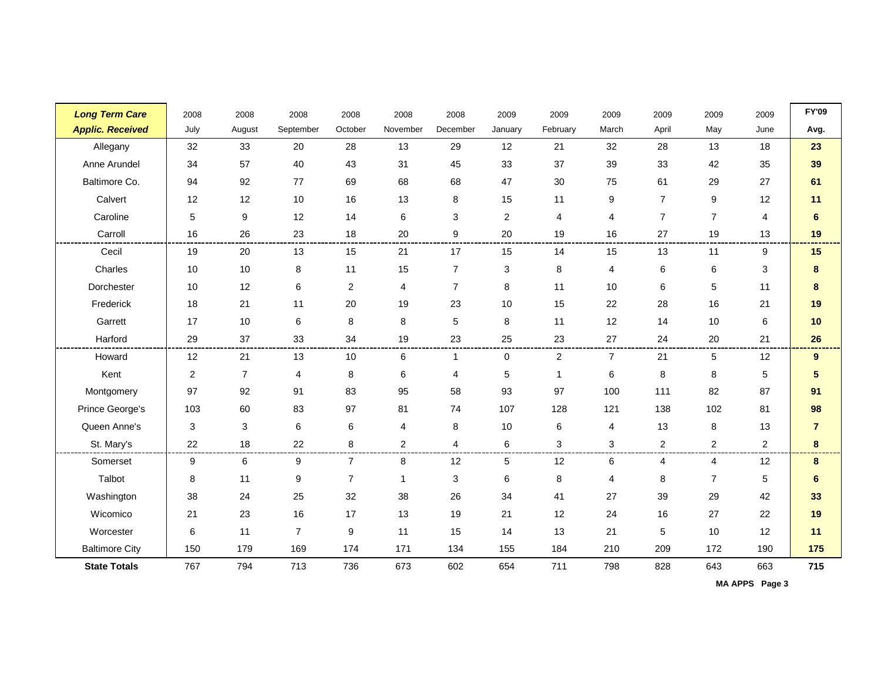| *Long Term Care Applic. Received* | 2008 July | 2008 August | 2008 September | 2008 October | 2008 November | 2008 December | 2009 January | 2009 February | 2009 March | 2009 April | 2009 May | 2009 June | FY'09 Avg. |
|---|---|---|---|---|---|---|---|---|---|---|---|---|---|
| Allegany | 32 | 33 | 20 | 28 | 13 | 29 | 12 | 21 | 32 | 28 | 13 | 18 | **23** |
| Anne Arundel | 34 | 57 | 40 | 43 | 31 | 45 | 33 | 37 | 39 | 33 | 42 | 35 | **39** |
| Baltimore Co. | 94 | 92 | 77 | 69 | 68 | 68 | 47 | 30 | 75 | 61 | 29 | 27 | **61** |
| Calvert | 12 | 12 | 10 | 16 | 13 | 8 | 15 | 11 | 9 | 7 | 9 | 12 | **11** |
| Caroline | 5 | 9 | 12 | 14 | 6 | 3 | 2 | 4 | 4 | 7 | 7 | 4 | **6** |
| Carroll | 16 | 26 | 23 | 18 | 20 | 9 | 20 | 19 | 16 | 27 | 19 | 13 | **19** |
| Cecil | 19 | 20 | 13 | 15 | 21 | 17 | 15 | 14 | 15 | 13 | 11 | 9 | **15** |
| Charles | 10 | 10 | 8 | 11 | 15 | 7 | 3 | 8 | 4 | 6 | 6 | 3 | **8** |
| Dorchester | 10 | 12 | 6 | 2 | 4 | 7 | 8 | 11 | 10 | 6 | 5 | 11 | **8** |
| Frederick | 18 | 21 | 11 | 20 | 19 | 23 | 10 | 15 | 22 | 28 | 16 | 21 | **19** |
| Garrett | 17 | 10 | 6 | 8 | 8 | 5 | 8 | 11 | 12 | 14 | 10 | 6 | **10** |
| Harford | 29 | 37 | 33 | 34 | 19 | 23 | 25 | 23 | 27 | 24 | 20 | 21 | **26** |
| Howard | 12 | 21 | 13 | 10 | 6 | 1 | 0 | 2 | 7 | 21 | 5 | 12 | **9** |
| Kent | 2 | 7 | 4 | 8 | 6 | 4 | 5 | 1 | 6 | 8 | 8 | 5 | **5** |
| Montgomery | 97 | 92 | 91 | 83 | 95 | 58 | 93 | 97 | 100 | 111 | 82 | 87 | **91** |
| Prince George's | 103 | 60 | 83 | 97 | 81 | 74 | 107 | 128 | 121 | 138 | 102 | 81 | **98** |
| Queen Anne's | 3 | 3 | 6 | 6 | 4 | 8 | 10 | 6 | 4 | 13 | 8 | 13 | **7** |
| St. Mary's | 22 | 18 | 22 | 8 | 2 | 4 | 6 | 3 | 3 | 2 | 2 | 2 | **8** |
| Somerset | 9 | 6 | 9 | 7 | 8 | 12 | 5 | 12 | 6 | 4 | 4 | 12 | **8** |
| Talbot | 8 | 11 | 9 | 7 | 1 | 3 | 6 | 8 | 4 | 8 | 7 | 5 | **6** |
| Washington | 38 | 24 | 25 | 32 | 38 | 26 | 34 | 41 | 27 | 39 | 29 | 42 | **33** |
| Wicomico | 21 | 23 | 16 | 17 | 13 | 19 | 21 | 12 | 24 | 16 | 27 | 22 | **19** |
| Worcester | 6 | 11 | 7 | 9 | 11 | 15 | 14 | 13 | 21 | 5 | 10 | 12 | **11** |
| Baltimore City | 150 | 179 | 169 | 174 | 171 | 134 | 155 | 184 | 210 | 209 | 172 | 190 | **175** |
| **State Totals** | 767 | 794 | 713 | 736 | 673 | 602 | 654 | 711 | 798 | 828 | 643 | 663 | **715** |

**MA APPS Page 3**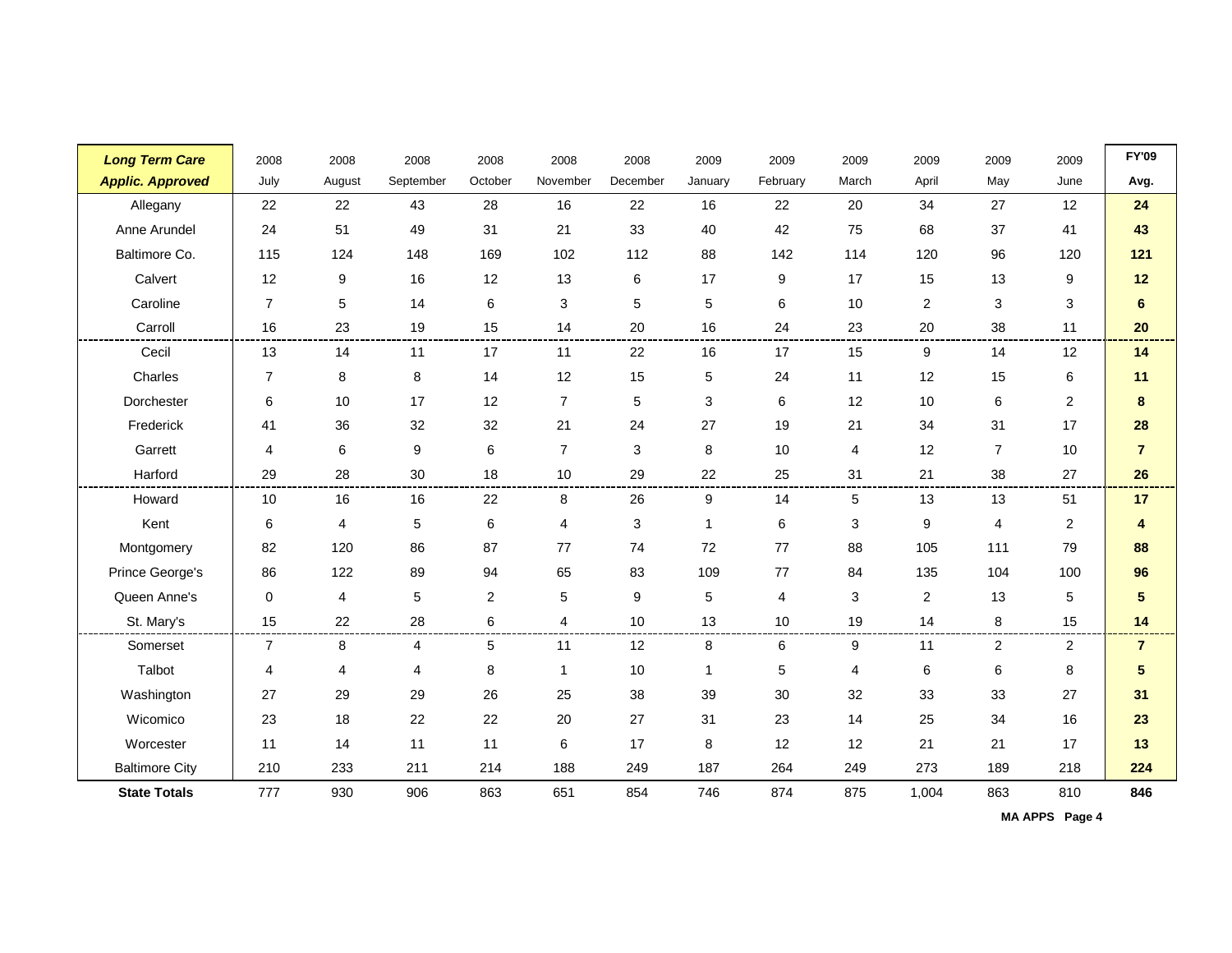| ***Long Term Care Applic. Approved*** | 2008 July | 2008 August | 2008 September | 2008 October | 2008 November | 2008 December | 2009 January | 2009 February | 2009 March | 2009 April | 2009 May | 2009 June | **FY'09 Avg.** |
|---|---|---|---|---|---|---|---|---|---|---|---|---|---|
| Allegany | 22 | 22 | 43 | 28 | 16 | 22 | 16 | 22 | 20 | 34 | 27 | 12 | **24** |
| Anne Arundel | 24 | 51 | 49 | 31 | 21 | 33 | 40 | 42 | 75 | 68 | 37 | 41 | **43** |
| Baltimore Co. | 115 | 124 | 148 | 169 | 102 | 112 | 88 | 142 | 114 | 120 | 96 | 120 | **121** |
| Calvert | 12 | 9 | 16 | 12 | 13 | 6 | 17 | 9 | 17 | 15 | 13 | 9 | **12** |
| Caroline | 7 | 5 | 14 | 6 | 3 | 5 | 5 | 6 | 10 | 2 | 3 | 3 | **6** |
| Carroll | 16 | 23 | 19 | 15 | 14 | 20 | 16 | 24 | 23 | 20 | 38 | 11 | **20** |
| Cecil | 13 | 14 | 11 | 17 | 11 | 22 | 16 | 17 | 15 | 9 | 14 | 12 | **14** |
| Charles | 7 | 8 | 8 | 14 | 12 | 15 | 5 | 24 | 11 | 12 | 15 | 6 | **11** |
| Dorchester | 6 | 10 | 17 | 12 | 7 | 5 | 3 | 6 | 12 | 10 | 6 | 2 | **8** |
| Frederick | 41 | 36 | 32 | 32 | 21 | 24 | 27 | 19 | 21 | 34 | 31 | 17 | **28** |
| Garrett | 4 | 6 | 9 | 6 | 7 | 3 | 8 | 10 | 4 | 12 | 7 | 10 | **7** |
| Harford | 29 | 28 | 30 | 18 | 10 | 29 | 22 | 25 | 31 | 21 | 38 | 27 | **26** |
| Howard | 10 | 16 | 16 | 22 | 8 | 26 | 9 | 14 | 5 | 13 | 13 | 51 | **17** |
| Kent | 6 | 4 | 5 | 6 | 4 | 3 | 1 | 6 | 3 | 9 | 4 | 2 | **4** |
| Montgomery | 82 | 120 | 86 | 87 | 77 | 74 | 72 | 77 | 88 | 105 | 111 | 79 | **88** |
| Prince George's | 86 | 122 | 89 | 94 | 65 | 83 | 109 | 77 | 84 | 135 | 104 | 100 | **96** |
| Queen Anne's | 0 | 4 | 5 | 2 | 5 | 9 | 5 | 4 | 3 | 2 | 13 | 5 | **5** |
| St. Mary's | 15 | 22 | 28 | 6 | 4 | 10 | 13 | 10 | 19 | 14 | 8 | 15 | **14** |
| Somerset | 7 | 8 | 4 | 5 | 11 | 12 | 8 | 6 | 9 | 11 | 2 | 2 | **7** |
| Talbot | 4 | 4 | 4 | 8 | 1 | 10 | 1 | 5 | 4 | 6 | 6 | 8 | **5** |
| Washington | 27 | 29 | 29 | 26 | 25 | 38 | 39 | 30 | 32 | 33 | 33 | 27 | **31** |
| Wicomico | 23 | 18 | 22 | 22 | 20 | 27 | 31 | 23 | 14 | 25 | 34 | 16 | **23** |
| Worcester | 11 | 14 | 11 | 11 | 6 | 17 | 8 | 12 | 12 | 21 | 21 | 17 | **13** |
| Baltimore City | 210 | 233 | 211 | 214 | 188 | 249 | 187 | 264 | 249 | 273 | 189 | 218 | **224** |
| **State Totals** | 777 | 930 | 906 | 863 | 651 | 854 | 746 | 874 | 875 | 1,004 | 863 | 810 | **846** |

**MA APPS Page 4**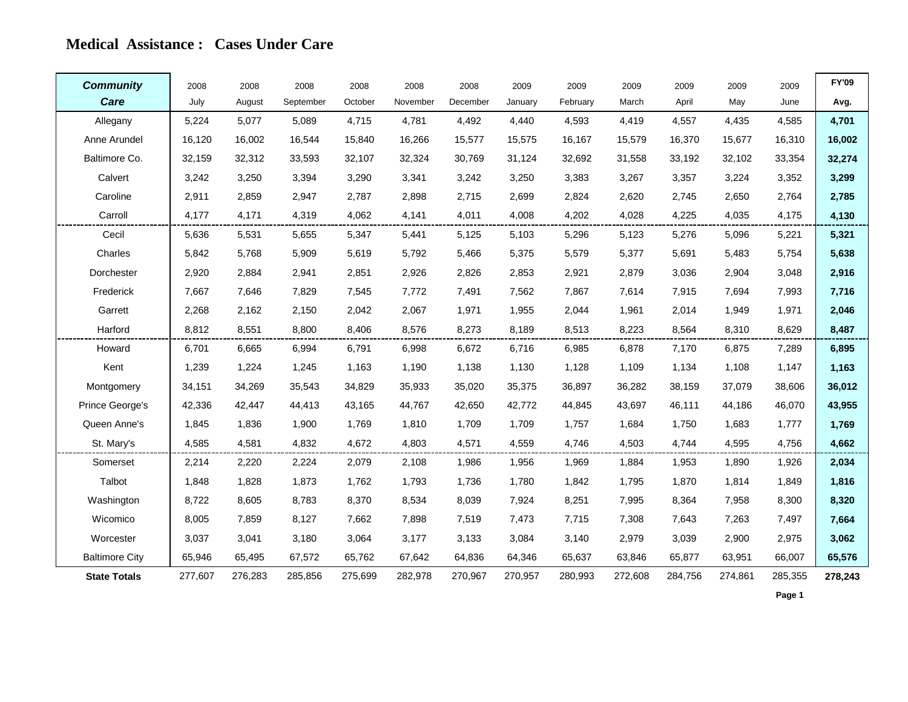# Medical Assistance : Cases Under Care

| Community Care | 2008 July | 2008 August | 2008 September | 2008 October | 2008 November | 2008 December | 2009 January | 2009 February | 2009 March | 2009 April | 2009 May | 2009 June | FY'09 Avg. |
|---|---|---|---|---|---|---|---|---|---|---|---|---|---|
| Allegany | 5,224 | 5,077 | 5,089 | 4,715 | 4,781 | 4,492 | 4,440 | 4,593 | 4,419 | 4,557 | 4,435 | 4,585 | **4,701** |
| Anne Arundel | 16,120 | 16,002 | 16,544 | 15,840 | 16,266 | 15,577 | 15,575 | 16,167 | 15,579 | 16,370 | 15,677 | 16,310 | **16,002** |
| Baltimore Co. | 32,159 | 32,312 | 33,593 | 32,107 | 32,324 | 30,769 | 31,124 | 32,692 | 31,558 | 33,192 | 32,102 | 33,354 | **32,274** |
| Calvert | 3,242 | 3,250 | 3,394 | 3,290 | 3,341 | 3,242 | 3,250 | 3,383 | 3,267 | 3,357 | 3,224 | 3,352 | **3,299** |
| Caroline | 2,911 | 2,859 | 2,947 | 2,787 | 2,898 | 2,715 | 2,699 | 2,824 | 2,620 | 2,745 | 2,650 | 2,764 | **2,785** |
| Carroll | 4,177 | 4,171 | 4,319 | 4,062 | 4,141 | 4,011 | 4,008 | 4,202 | 4,028 | 4,225 | 4,035 | 4,175 | **4,130** |
| Cecil | 5,636 | 5,531 | 5,655 | 5,347 | 5,441 | 5,125 | 5,103 | 5,296 | 5,123 | 5,276 | 5,096 | 5,221 | **5,321** |
| Charles | 5,842 | 5,768 | 5,909 | 5,619 | 5,792 | 5,466 | 5,375 | 5,579 | 5,377 | 5,691 | 5,483 | 5,754 | **5,638** |
| Dorchester | 2,920 | 2,884 | 2,941 | 2,851 | 2,926 | 2,826 | 2,853 | 2,921 | 2,879 | 3,036 | 2,904 | 3,048 | **2,916** |
| Frederick | 7,667 | 7,646 | 7,829 | 7,545 | 7,772 | 7,491 | 7,562 | 7,867 | 7,614 | 7,915 | 7,694 | 7,993 | **7,716** |
| Garrett | 2,268 | 2,162 | 2,150 | 2,042 | 2,067 | 1,971 | 1,955 | 2,044 | 1,961 | 2,014 | 1,949 | 1,971 | **2,046** |
| Harford | 8,812 | 8,551 | 8,800 | 8,406 | 8,576 | 8,273 | 8,189 | 8,513 | 8,223 | 8,564 | 8,310 | 8,629 | **8,487** |
| Howard | 6,701 | 6,665 | 6,994 | 6,791 | 6,998 | 6,672 | 6,716 | 6,985 | 6,878 | 7,170 | 6,875 | 7,289 | **6,895** |
| Kent | 1,239 | 1,224 | 1,245 | 1,163 | 1,190 | 1,138 | 1,130 | 1,128 | 1,109 | 1,134 | 1,108 | 1,147 | **1,163** |
| Montgomery | 34,151 | 34,269 | 35,543 | 34,829 | 35,933 | 35,020 | 35,375 | 36,897 | 36,282 | 38,159 | 37,079 | 38,606 | **36,012** |
| Prince George's | 42,336 | 42,447 | 44,413 | 43,165 | 44,767 | 42,650 | 42,772 | 44,845 | 43,697 | 46,111 | 44,186 | 46,070 | **43,955** |
| Queen Anne's | 1,845 | 1,836 | 1,900 | 1,769 | 1,810 | 1,709 | 1,709 | 1,757 | 1,684 | 1,750 | 1,683 | 1,777 | **1,769** |
| St. Mary's | 4,585 | 4,581 | 4,832 | 4,672 | 4,803 | 4,571 | 4,559 | 4,746 | 4,503 | 4,744 | 4,595 | 4,756 | **4,662** |
| Somerset | 2,214 | 2,220 | 2,224 | 2,079 | 2,108 | 1,986 | 1,956 | 1,969 | 1,884 | 1,953 | 1,890 | 1,926 | **2,034** |
| Talbot | 1,848 | 1,828 | 1,873 | 1,762 | 1,793 | 1,736 | 1,780 | 1,842 | 1,795 | 1,870 | 1,814 | 1,849 | **1,816** |
| Washington | 8,722 | 8,605 | 8,783 | 8,370 | 8,534 | 8,039 | 7,924 | 8,251 | 7,995 | 8,364 | 7,958 | 8,300 | **8,320** |
| Wicomico | 8,005 | 7,859 | 8,127 | 7,662 | 7,898 | 7,519 | 7,473 | 7,715 | 7,308 | 7,643 | 7,263 | 7,497 | **7,664** |
| Worcester | 3,037 | 3,041 | 3,180 | 3,064 | 3,177 | 3,133 | 3,084 | 3,140 | 2,979 | 3,039 | 2,900 | 2,975 | **3,062** |
| Baltimore City | 65,946 | 65,495 | 67,572 | 65,762 | 67,642 | 64,836 | 64,346 | 65,637 | 63,846 | 65,877 | 63,951 | 66,007 | **65,576** |
| **State Totals** | 277,607 | 276,283 | 285,856 | 275,699 | 282,978 | 270,967 | 270,957 | 280,993 | 272,608 | 284,756 | 274,861 | 285,355 | **278,243** |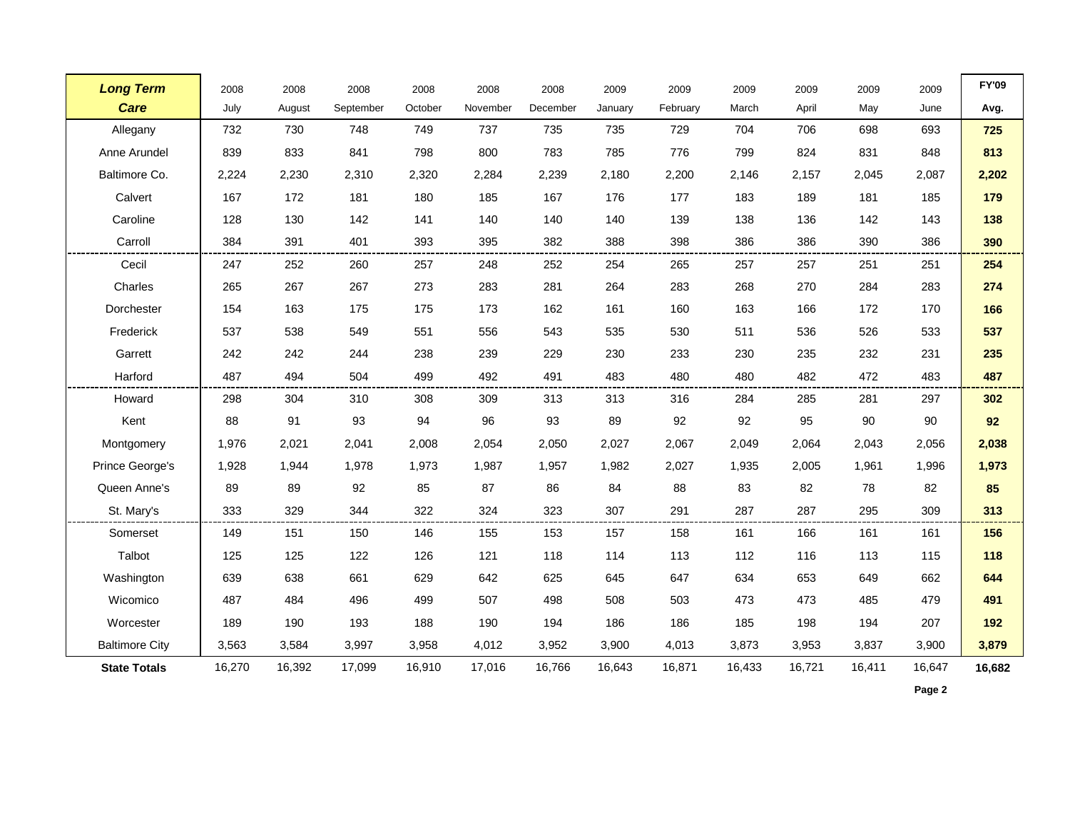| ***Long Term Care*** | 2008 July | 2008 August | 2008 September | 2008 October | 2008 November | 2008 December | 2009 January | 2009 February | 2009 March | 2009 April | 2009 May | 2009 June | **FY'09 Avg.** |
|---|---|---|---|---|---|---|---|---|---|---|---|---|---|
| Allegany | 732 | 730 | 748 | 749 | 737 | 735 | 735 | 729 | 704 | 706 | 698 | 693 | **725** |
| Anne Arundel | 839 | 833 | 841 | 798 | 800 | 783 | 785 | 776 | 799 | 824 | 831 | 848 | **813** |
| Baltimore Co. | 2,224 | 2,230 | 2,310 | 2,320 | 2,284 | 2,239 | 2,180 | 2,200 | 2,146 | 2,157 | 2,045 | 2,087 | **2,202** |
| Calvert | 167 | 172 | 181 | 180 | 185 | 167 | 176 | 177 | 183 | 189 | 181 | 185 | **179** |
| Caroline | 128 | 130 | 142 | 141 | 140 | 140 | 140 | 139 | 138 | 136 | 142 | 143 | **138** |
| Carroll | 384 | 391 | 401 | 393 | 395 | 382 | 388 | 398 | 386 | 386 | 390 | 386 | **390** |
| Cecil | 247 | 252 | 260 | 257 | 248 | 252 | 254 | 265 | 257 | 257 | 251 | 251 | **254** |
| Charles | 265 | 267 | 267 | 273 | 283 | 281 | 264 | 283 | 268 | 270 | 284 | 283 | **274** |
| Dorchester | 154 | 163 | 175 | 175 | 173 | 162 | 161 | 160 | 163 | 166 | 172 | 170 | **166** |
| Frederick | 537 | 538 | 549 | 551 | 556 | 543 | 535 | 530 | 511 | 536 | 526 | 533 | **537** |
| Garrett | 242 | 242 | 244 | 238 | 239 | 229 | 230 | 233 | 230 | 235 | 232 | 231 | **235** |
| Harford | 487 | 494 | 504 | 499 | 492 | 491 | 483 | 480 | 480 | 482 | 472 | 483 | **487** |
| Howard | 298 | 304 | 310 | 308 | 309 | 313 | 313 | 316 | 284 | 285 | 281 | 297 | **302** |
| Kent | 88 | 91 | 93 | 94 | 96 | 93 | 89 | 92 | 92 | 95 | 90 | 90 | **92** |
| Montgomery | 1,976 | 2,021 | 2,041 | 2,008 | 2,054 | 2,050 | 2,027 | 2,067 | 2,049 | 2,064 | 2,043 | 2,056 | **2,038** |
| Prince George's | 1,928 | 1,944 | 1,978 | 1,973 | 1,987 | 1,957 | 1,982 | 2,027 | 1,935 | 2,005 | 1,961 | 1,996 | **1,973** |
| Queen Anne's | 89 | 89 | 92 | 85 | 87 | 86 | 84 | 88 | 83 | 82 | 78 | 82 | **85** |
| St. Mary's | 333 | 329 | 344 | 322 | 324 | 323 | 307 | 291 | 287 | 287 | 295 | 309 | **313** |
| Somerset | 149 | 151 | 150 | 146 | 155 | 153 | 157 | 158 | 161 | 166 | 161 | 161 | **156** |
| Talbot | 125 | 125 | 122 | 126 | 121 | 118 | 114 | 113 | 112 | 116 | 113 | 115 | **118** |
| Washington | 639 | 638 | 661 | 629 | 642 | 625 | 645 | 647 | 634 | 653 | 649 | 662 | **644** |
| Wicomico | 487 | 484 | 496 | 499 | 507 | 498 | 508 | 503 | 473 | 473 | 485 | 479 | **491** |
| Worcester | 189 | 190 | 193 | 188 | 190 | 194 | 186 | 186 | 185 | 198 | 194 | 207 | **192** |
| Baltimore City | 3,563 | 3,584 | 3,997 | 3,958 | 4,012 | 3,952 | 3,900 | 4,013 | 3,873 | 3,953 | 3,837 | 3,900 | **3,879** |
| **State Totals** | 16,270 | 16,392 | 17,099 | 16,910 | 17,016 | 16,766 | 16,643 | 16,871 | 16,433 | 16,721 | 16,411 | 16,647 | **16,682** |

**Page 2**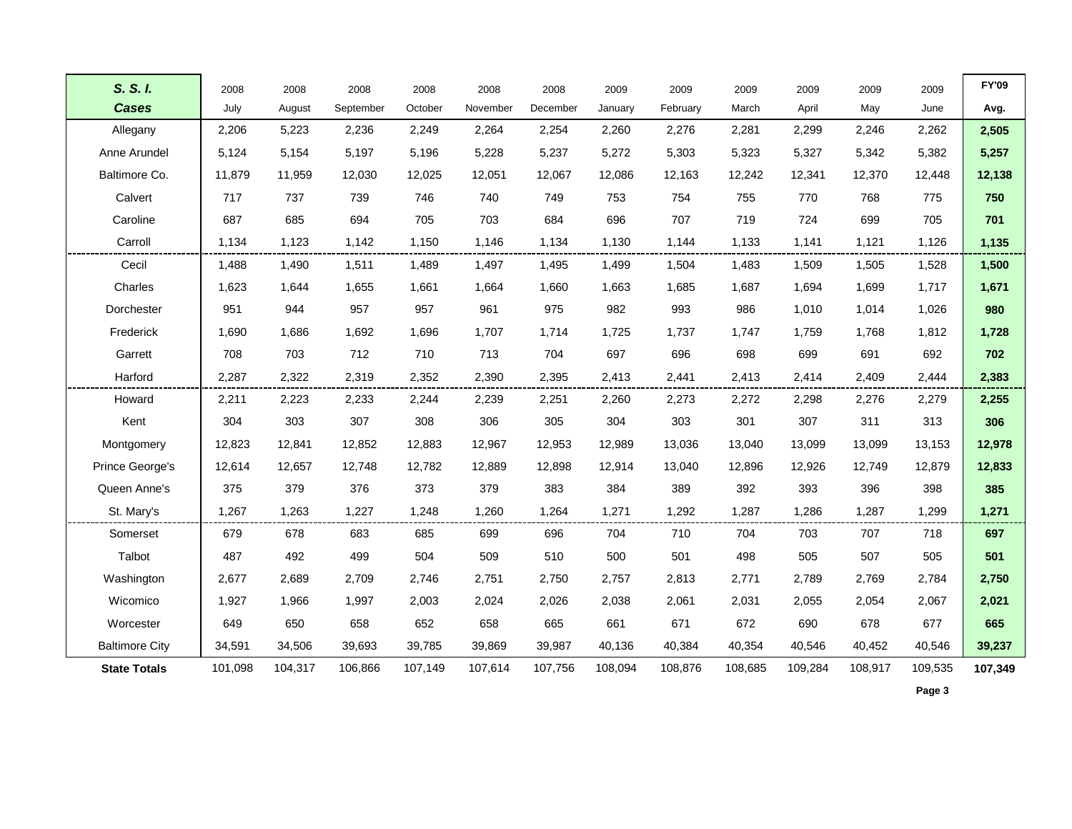| ***S. S. I. Cases*** | 2008 July | 2008 August | 2008 September | 2008 October | 2008 November | 2008 December | 2009 January | 2009 February | 2009 March | 2009 April | 2009 May | 2009 June | **FY'09 Avg.** |
|---|---|---|---|---|---|---|---|---|---|---|---|---|---|
| Allegany | 2,206 | 5,223 | 2,236 | 2,249 | 2,264 | 2,254 | 2,260 | 2,276 | 2,281 | 2,299 | 2,246 | 2,262 | **2,505** |
| Anne Arundel | 5,124 | 5,154 | 5,197 | 5,196 | 5,228 | 5,237 | 5,272 | 5,303 | 5,323 | 5,327 | 5,342 | 5,382 | **5,257** |
| Baltimore Co. | 11,879 | 11,959 | 12,030 | 12,025 | 12,051 | 12,067 | 12,086 | 12,163 | 12,242 | 12,341 | 12,370 | 12,448 | **12,138** |
| Calvert | 717 | 737 | 739 | 746 | 740 | 749 | 753 | 754 | 755 | 770 | 768 | 775 | **750** |
| Caroline | 687 | 685 | 694 | 705 | 703 | 684 | 696 | 707 | 719 | 724 | 699 | 705 | **701** |
| Carroll | 1,134 | 1,123 | 1,142 | 1,150 | 1,146 | 1,134 | 1,130 | 1,144 | 1,133 | 1,141 | 1,121 | 1,126 | **1,135** |
| Cecil | 1,488 | 1,490 | 1,511 | 1,489 | 1,497 | 1,495 | 1,499 | 1,504 | 1,483 | 1,509 | 1,505 | 1,528 | **1,500** |
| Charles | 1,623 | 1,644 | 1,655 | 1,661 | 1,664 | 1,660 | 1,663 | 1,685 | 1,687 | 1,694 | 1,699 | 1,717 | **1,671** |
| Dorchester | 951 | 944 | 957 | 957 | 961 | 975 | 982 | 993 | 986 | 1,010 | 1,014 | 1,026 | **980** |
| Frederick | 1,690 | 1,686 | 1,692 | 1,696 | 1,707 | 1,714 | 1,725 | 1,737 | 1,747 | 1,759 | 1,768 | 1,812 | **1,728** |
| Garrett | 708 | 703 | 712 | 710 | 713 | 704 | 697 | 696 | 698 | 699 | 691 | 692 | **702** |
| Harford | 2,287 | 2,322 | 2,319 | 2,352 | 2,390 | 2,395 | 2,413 | 2,441 | 2,413 | 2,414 | 2,409 | 2,444 | **2,383** |
| Howard | 2,211 | 2,223 | 2,233 | 2,244 | 2,239 | 2,251 | 2,260 | 2,273 | 2,272 | 2,298 | 2,276 | 2,279 | **2,255** |
| Kent | 304 | 303 | 307 | 308 | 306 | 305 | 304 | 303 | 301 | 307 | 311 | 313 | **306** |
| Montgomery | 12,823 | 12,841 | 12,852 | 12,883 | 12,967 | 12,953 | 12,989 | 13,036 | 13,040 | 13,099 | 13,099 | 13,153 | **12,978** |
| Prince George's | 12,614 | 12,657 | 12,748 | 12,782 | 12,889 | 12,898 | 12,914 | 13,040 | 12,896 | 12,926 | 12,749 | 12,879 | **12,833** |
| Queen Anne's | 375 | 379 | 376 | 373 | 379 | 383 | 384 | 389 | 392 | 393 | 396 | 398 | **385** |
| St. Mary's | 1,267 | 1,263 | 1,227 | 1,248 | 1,260 | 1,264 | 1,271 | 1,292 | 1,287 | 1,286 | 1,287 | 1,299 | **1,271** |
| Somerset | 679 | 678 | 683 | 685 | 699 | 696 | 704 | 710 | 704 | 703 | 707 | 718 | **697** |
| Talbot | 487 | 492 | 499 | 504 | 509 | 510 | 500 | 501 | 498 | 505 | 507 | 505 | **501** |
| Washington | 2,677 | 2,689 | 2,709 | 2,746 | 2,751 | 2,750 | 2,757 | 2,813 | 2,771 | 2,789 | 2,769 | 2,784 | **2,750** |
| Wicomico | 1,927 | 1,966 | 1,997 | 2,003 | 2,024 | 2,026 | 2,038 | 2,061 | 2,031 | 2,055 | 2,054 | 2,067 | **2,021** |
| Worcester | 649 | 650 | 658 | 652 | 658 | 665 | 661 | 671 | 672 | 690 | 678 | 677 | **665** |
| Baltimore City | 34,591 | 34,506 | 39,693 | 39,785 | 39,869 | 39,987 | 40,136 | 40,384 | 40,354 | 40,546 | 40,452 | 40,546 | **39,237** |
| **State Totals** | 101,098 | 104,317 | 106,866 | 107,149 | 107,614 | 107,756 | 108,094 | 108,876 | 108,685 | 109,284 | 108,917 | 109,535 | **107,349** |